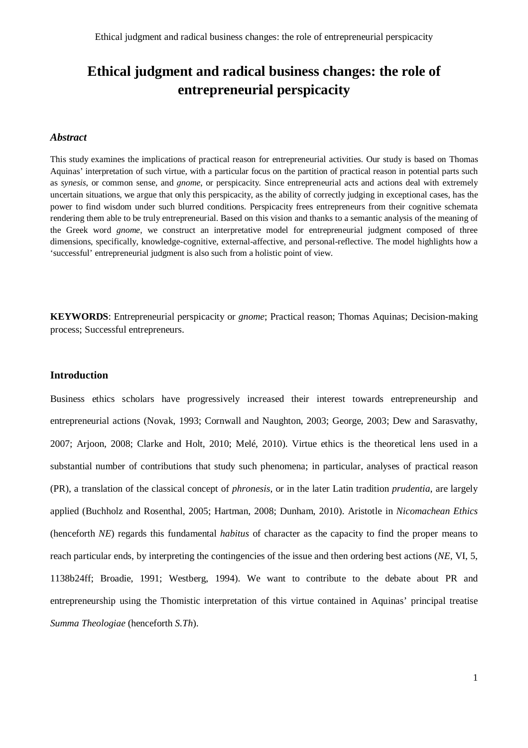# Ethical judgment and radical business changes: the role of entrepreneurial perspicacity

### *Abstract*

This study examines the implications of practical reason for entrepreneurial activities. Our study is based on Thomas Aquinas' interpretation of such virtue, with a particular focus on the partition of practical reason in potential parts such as *synesis*, or common sense, and *gnome*, or perspicacity. Since entrepreneurial acts and actions deal with extremely uncertain situations, we argue that only this perspicacity, as the ability of correctly judging in exceptional cases, has the power to find wisdom under such blurred conditions. Perspicacity frees entrepreneurs from their cognitive schemata rendering them able to be truly entrepreneurial. Based on this vision and thanks to a semantic analysis of the meaning of the Greek word *gnome*, we construct an interpretative model for entrepreneurial judgment composed of three dimensions, specifically, knowledge-cognitive, external-affective, and personal-reflective. The model highlights how a 'successful' entrepreneurial judgment is also such from a holistic point of view.

**KEYWORDS**: Entrepreneurial perspicacity or *gnome*; Practical reason; Thomas Aquinas; Decision-making process; Successful entrepreneurs.

### Introduction

Business ethics scholars have progressively increased their interest towards entrepreneurship and entrepreneurial actions (Novak, 1993; Cornwall and Naughton, 2003; George, 2003; Dew and Sarasvathy, 2007; Arjoon, 2008; Clarke and Holt, 2010; Melé, 2010). Virtue ethics is the theoretical lens used in a substantial number of contributions that study such phenomena; in particular, analyses of practical reason (PR), a translation of the classical concept of *phronesis*, or in the later Latin tradition *prudentia*, are largely applied (Buchholz and Rosenthal, 2005; Hartman, 2008; Dunham, 2010). Aristotle in *Nicomachean Ethics* (henceforth *NE*) regards this fundamental *habitus* of character as the capacity to find the proper means to reach particular ends, by interpreting the contingencies of the issue and then ordering best actions (*NE*, VI, 5, 1138b24ff; Broadie, 1991; Westberg, 1994). We want to contribute to the debate about PR and entrepreneurship using the Thomistic interpretation of this virtue contained in Aquinas' principal treatise *Summa Theologiae* (henceforth *S.Th*).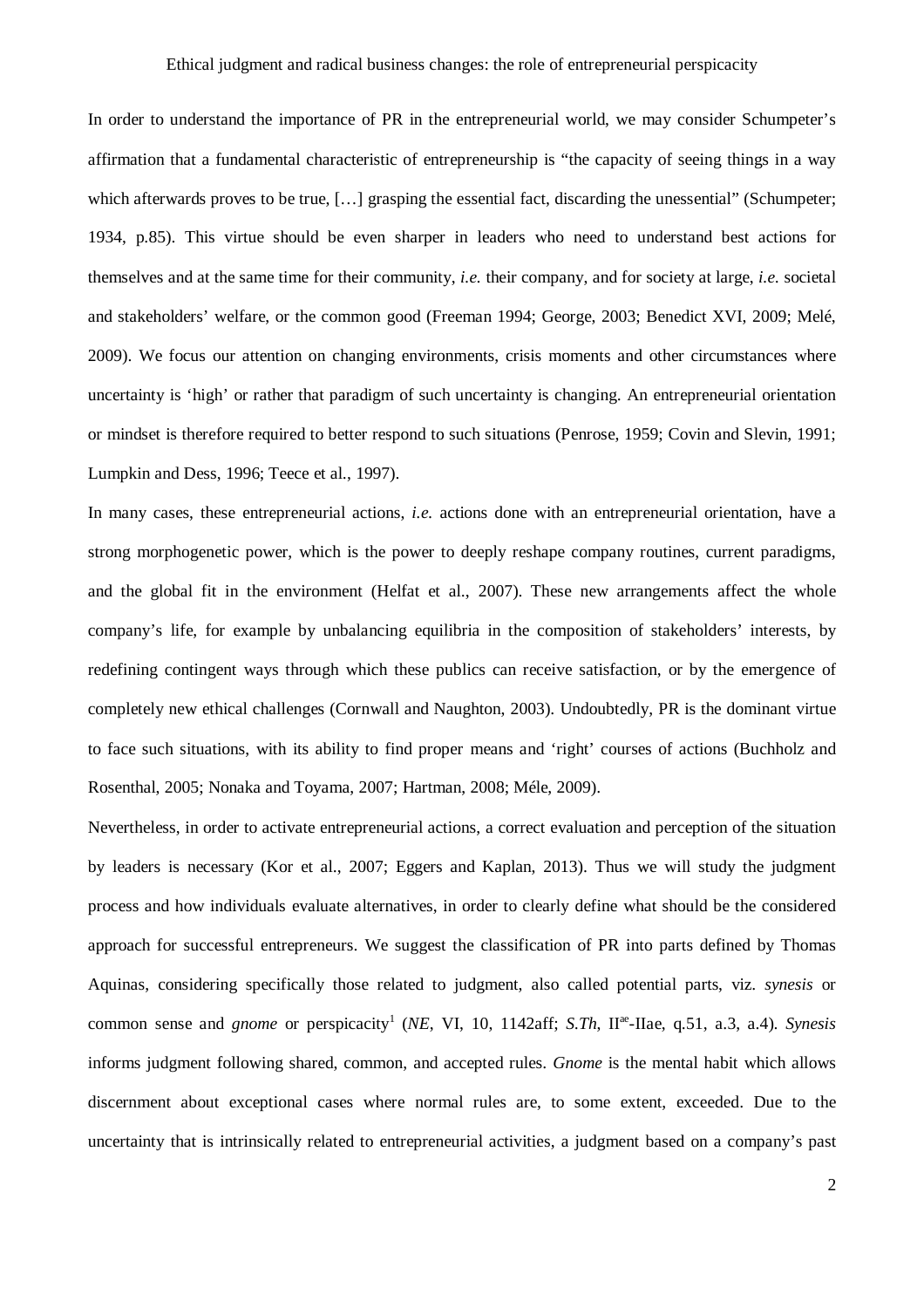In order to understand the importance of PR in the entrepreneurial world, we may consider Schumpeter's affirmation that a fundamental characteristic of entrepreneurship is "the capacity of seeing things in a way which afterwards proves to be true, […] grasping the essential fact, discarding the unessential" (Schumpeter; 1934, p.85). This virtue should be even sharper in leaders who need to understand best actions for themselves and at the same time for their community, *i.e.* their company, and for society at large, *i.e.* societal and stakeholders' welfare, or the common good (Freeman 1994; George, 2003; Benedict XVI, 2009; Melé, 2009). We focus our attention on changing environments, crisis moments and other circumstances where uncertainty is 'high' or rather that paradigm of such uncertainty is changing. An entrepreneurial orientation or mindset is therefore required to better respond to such situations (Penrose, 1959; Covin and Slevin, 1991; Lumpkin and Dess, 1996; Teece et al., 1997).

In many cases, these entrepreneurial actions, *i.e.* actions done with an entrepreneurial orientation, have a strong morphogenetic power, which is the power to deeply reshape company routines, current paradigms, and the global fit in the environment (Helfat et al., 2007). These new arrangements affect the whole company's life, for example by unbalancing equilibria in the composition of stakeholders' interests, by redefining contingent ways through which these publics can receive satisfaction, or by the emergence of completely new ethical challenges (Cornwall and Naughton, 2003). Undoubtedly, PR is the dominant virtue to face such situations, with its ability to find proper means and 'right' courses of actions (Buchholz and Rosenthal, 2005; Nonaka and Toyama, 2007; Hartman, 2008; Méle, 2009).

Nevertheless, in order to activate entrepreneurial actions, a correct evaluation and perception of the situation by leaders is necessary (Kor et al., 2007; Eggers and Kaplan, 2013). Thus we will study the judgment process and how individuals evaluate alternatives, in order to clearly define what should be the considered approach for successful entrepreneurs. We suggest the classification of PR into parts defined by Thomas Aquinas, considering specifically those related to judgment, also called potential parts, viz. *synesis* or common sense and *gnome* or perspicacity[1] (*NE*, VI, 10, 1142aff; *S.Th*, II^ae^-IIae, q.51, a.3, a.4). *Synesis* informs judgment following shared, common, and accepted rules. *Gnome* is the mental habit which allows discernment about exceptional cases where normal rules are, to some extent, exceeded. Due to the uncertainty that is intrinsically related to entrepreneurial activities, a judgment based on a company's past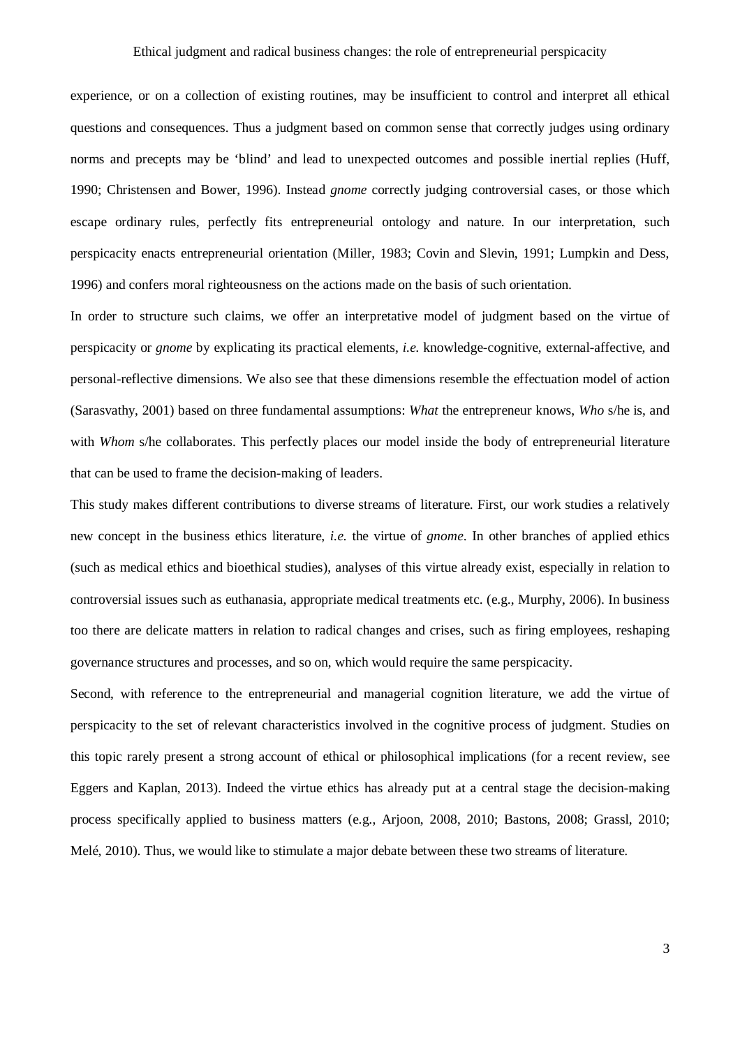experience, or on a collection of existing routines, may be insufficient to control and interpret all ethical questions and consequences. Thus a judgment based on common sense that correctly judges using ordinary norms and precepts may be 'blind' and lead to unexpected outcomes and possible inertial replies (Huff, 1990; Christensen and Bower, 1996). Instead *gnome* correctly judging controversial cases, or those which escape ordinary rules, perfectly fits entrepreneurial ontology and nature. In our interpretation, such perspicacity enacts entrepreneurial orientation (Miller, 1983; Covin and Slevin, 1991; Lumpkin and Dess, 1996) and confers moral righteousness on the actions made on the basis of such orientation.

In order to structure such claims, we offer an interpretative model of judgment based on the virtue of perspicacity or *gnome* by explicating its practical elements, *i.e.* knowledge-cognitive, external-affective, and personal-reflective dimensions. We also see that these dimensions resemble the effectuation model of action (Sarasvathy, 2001) based on three fundamental assumptions: *What* the entrepreneur knows, *Who* s/he is, and with *Whom* s/he collaborates. This perfectly places our model inside the body of entrepreneurial literature that can be used to frame the decision-making of leaders.

This study makes different contributions to diverse streams of literature. First, our work studies a relatively new concept in the business ethics literature, *i.e.* the virtue of *gnome*. In other branches of applied ethics (such as medical ethics and bioethical studies), analyses of this virtue already exist, especially in relation to controversial issues such as euthanasia, appropriate medical treatments etc. (e.g., Murphy, 2006). In business too there are delicate matters in relation to radical changes and crises, such as firing employees, reshaping governance structures and processes, and so on, which would require the same perspicacity.

Second, with reference to the entrepreneurial and managerial cognition literature, we add the virtue of perspicacity to the set of relevant characteristics involved in the cognitive process of judgment. Studies on this topic rarely present a strong account of ethical or philosophical implications (for a recent review, see Eggers and Kaplan, 2013). Indeed the virtue ethics has already put at a central stage the decision-making process specifically applied to business matters (e.g., Arjoon, 2008, 2010; Bastons, 2008; Grassl, 2010; Melé, 2010). Thus, we would like to stimulate a major debate between these two streams of literature.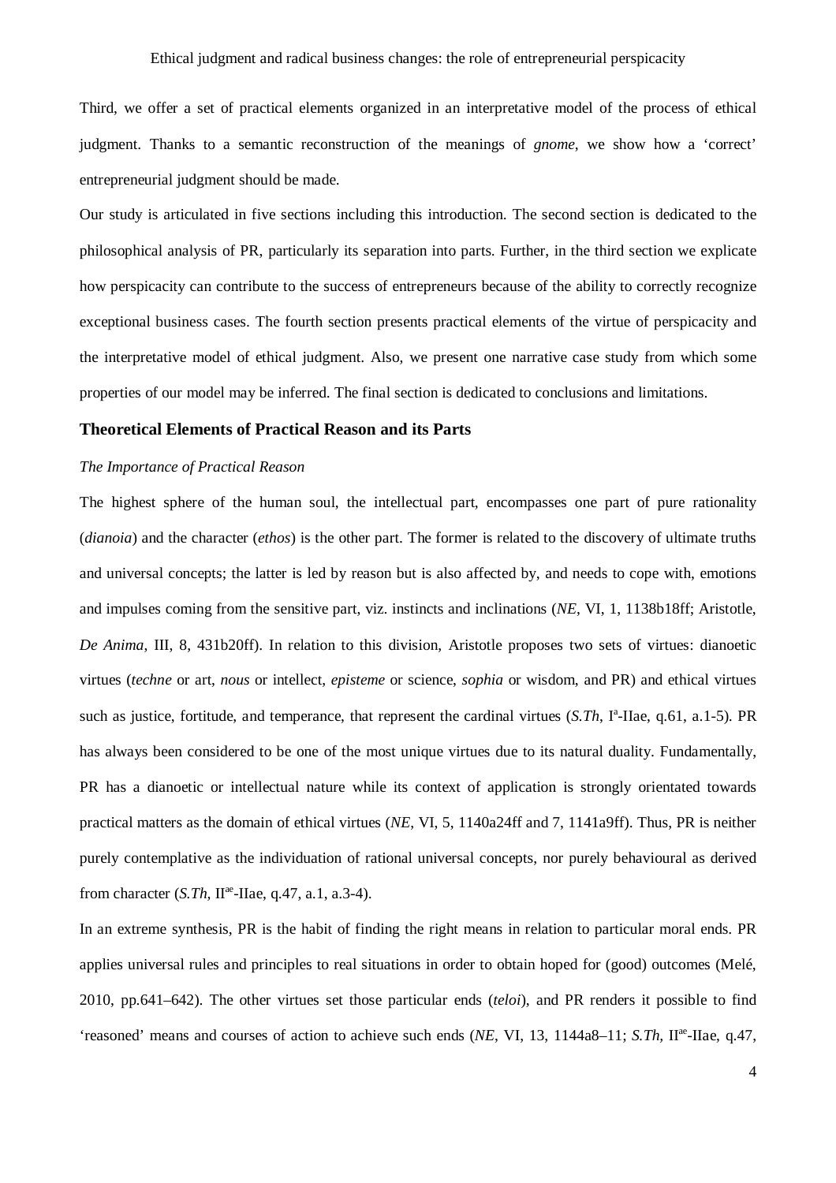Third, we offer a set of practical elements organized in an interpretative model of the process of ethical judgment. Thanks to a semantic reconstruction of the meanings of *gnome*, we show how a 'correct' entrepreneurial judgment should be made.

Our study is articulated in five sections including this introduction. The second section is dedicated to the philosophical analysis of PR, particularly its separation into parts. Further, in the third section we explicate how perspicacity can contribute to the success of entrepreneurs because of the ability to correctly recognize exceptional business cases. The fourth section presents practical elements of the virtue of perspicacity and the interpretative model of ethical judgment. Also, we present one narrative case study from which some properties of our model may be inferred. The final section is dedicated to conclusions and limitations.

## Theoretical Elements of Practical Reason and its Parts

### *The Importance of Practical Reason*

The highest sphere of the human soul, the intellectual part, encompasses one part of pure rationality (*dianoia*) and the character (*ethos*) is the other part. The former is related to the discovery of ultimate truths and universal concepts; the latter is led by reason but is also affected by, and needs to cope with, emotions and impulses coming from the sensitive part, viz. instincts and inclinations (*NE*, VI, 1, 1138b18ff; Aristotle, *De Anima*, III, 8, 431b20ff). In relation to this division, Aristotle proposes two sets of virtues: dianoetic virtues (*techne* or art, *nous* or intellect, *episteme* or science, *sophia* or wisdom, and PR) and ethical virtues such as justice, fortitude, and temperance, that represent the cardinal virtues (*S.Th*, I[a]-IIae, q.61, a.1-5). PR has always been considered to be one of the most unique virtues due to its natural duality. Fundamentally, PR has a dianoetic or intellectual nature while its context of application is strongly orientated towards practical matters as the domain of ethical virtues (*NE*, VI, 5, 1140a24ff and 7, 1141a9ff). Thus, PR is neither purely contemplative as the individuation of rational universal concepts, nor purely behavioural as derived from character (*S.Th*, II[ae]-IIae, q.47, a.1, a.3-4).

In an extreme synthesis, PR is the habit of finding the right means in relation to particular moral ends. PR applies universal rules and principles to real situations in order to obtain hoped for (good) outcomes (Melé, 2010, pp.641–642). The other virtues set those particular ends (*teloi*), and PR renders it possible to find 'reasoned' means and courses of action to achieve such ends (*NE*, VI, 13, 1144a8–11; *S.Th*, II[ae]-IIae, q.47,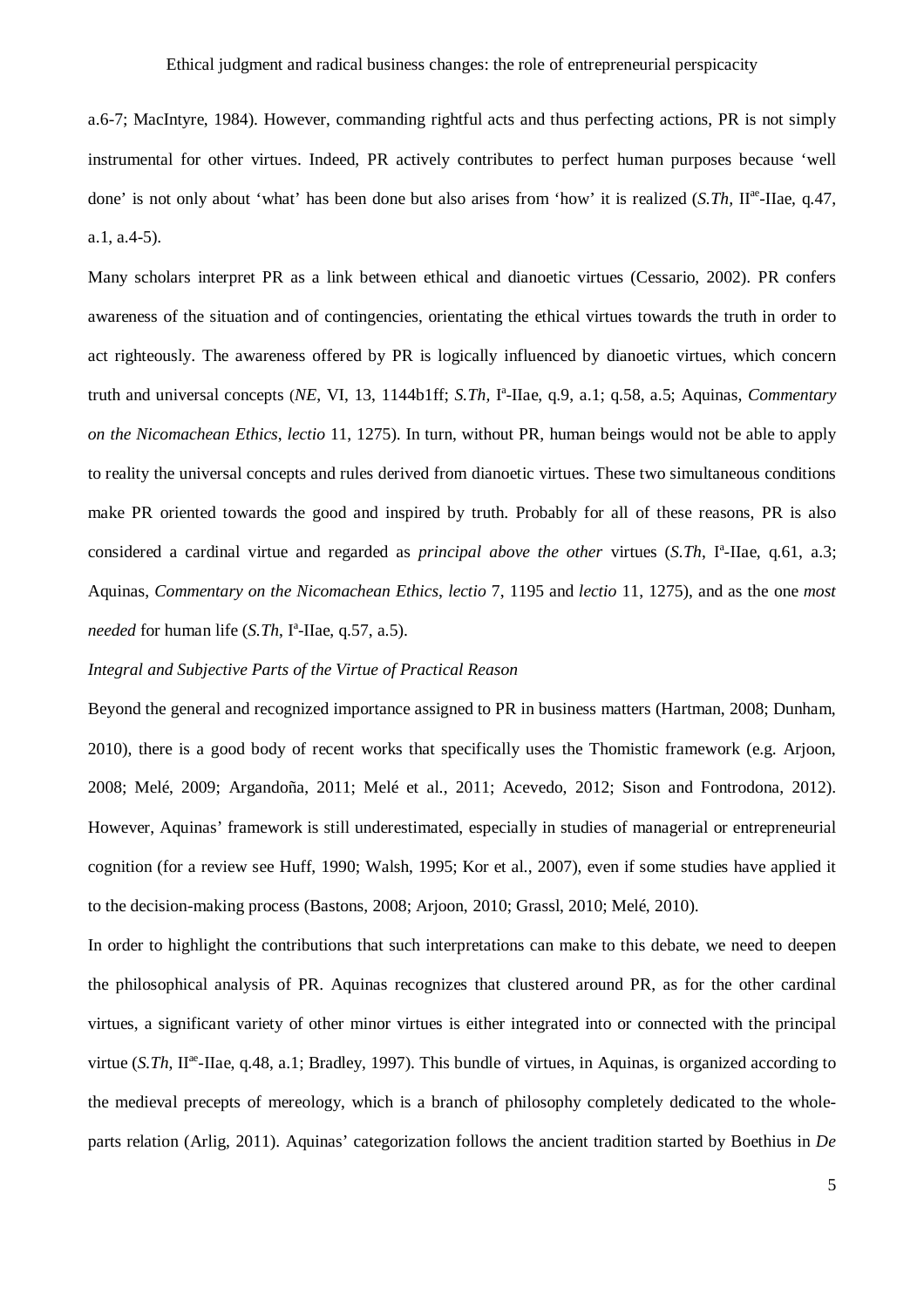a.6-7; MacIntyre, 1984). However, commanding rightful acts and thus perfecting actions, PR is not simply instrumental for other virtues. Indeed, PR actively contributes to perfect human purposes because 'well done' is not only about 'what' has been done but also arises from 'how' it is realized (*S.Th*, II$^{ae}$-IIae, q.47, a.1, a.4-5).

Many scholars interpret PR as a link between ethical and dianoetic virtues (Cessario, 2002). PR confers awareness of the situation and of contingencies, orientating the ethical virtues towards the truth in order to act righteously. The awareness offered by PR is logically influenced by dianoetic virtues, which concern truth and universal concepts (*NE*, VI, 13, 1144b1ff; *S.Th*, I$^{a}$-IIae, q.9, a.1; q.58, a.5; Aquinas, *Commentary on the Nicomachean Ethics*, *lectio* 11, 1275). In turn, without PR, human beings would not be able to apply to reality the universal concepts and rules derived from dianoetic virtues. These two simultaneous conditions make PR oriented towards the good and inspired by truth. Probably for all of these reasons, PR is also considered a cardinal virtue and regarded as *principal above the other* virtues (*S.Th*, I$^{a}$-IIae, q.61, a.3; Aquinas, *Commentary on the Nicomachean Ethics*, *lectio* 7, 1195 and *lectio* 11, 1275), and as the one *most needed* for human life (*S.Th*, I$^{a}$-IIae, q.57, a.5).

*Integral and Subjective Parts of the Virtue of Practical Reason*

Beyond the general and recognized importance assigned to PR in business matters (Hartman, 2008; Dunham, 2010), there is a good body of recent works that specifically uses the Thomistic framework (e.g. Arjoon, 2008; Melé, 2009; Argandoña, 2011; Melé et al., 2011; Acevedo, 2012; Sison and Fontrodona, 2012). However, Aquinas' framework is still underestimated, especially in studies of managerial or entrepreneurial cognition (for a review see Huff, 1990; Walsh, 1995; Kor et al., 2007), even if some studies have applied it to the decision-making process (Bastons, 2008; Arjoon, 2010; Grassl, 2010; Melé, 2010).

In order to highlight the contributions that such interpretations can make to this debate, we need to deepen the philosophical analysis of PR. Aquinas recognizes that clustered around PR, as for the other cardinal virtues, a significant variety of other minor virtues is either integrated into or connected with the principal virtue (*S.Th*, II$^{ae}$-IIae, q.48, a.1; Bradley, 1997). This bundle of virtues, in Aquinas, is organized according to the medieval precepts of mereology, which is a branch of philosophy completely dedicated to the whole-parts relation (Arlig, 2011). Aquinas' categorization follows the ancient tradition started by Boethius in *De*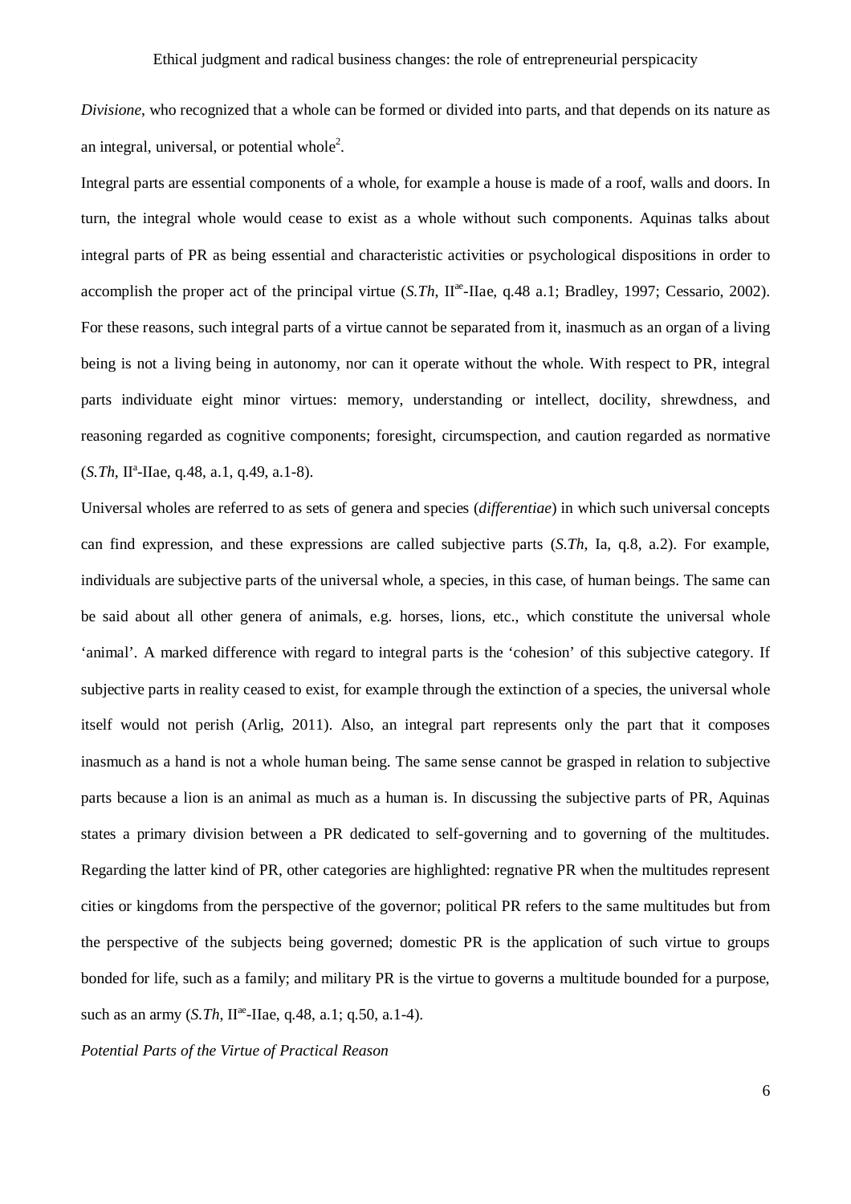*Divisione*, who recognized that a whole can be formed or divided into parts, and that depends on its nature as an integral, universal, or potential whole[2].

Integral parts are essential components of a whole, for example a house is made of a roof, walls and doors. In turn, the integral whole would cease to exist as a whole without such components. Aquinas talks about integral parts of PR as being essential and characteristic activities or psychological dispositions in order to accomplish the proper act of the principal virtue (*S.Th*, II[ae]-IIae, q.48 a.1; Bradley, 1997; Cessario, 2002). For these reasons, such integral parts of a virtue cannot be separated from it, inasmuch as an organ of a living being is not a living being in autonomy, nor can it operate without the whole. With respect to PR, integral parts individuate eight minor virtues: memory, understanding or intellect, docility, shrewdness, and reasoning regarded as cognitive components; foresight, circumspection, and caution regarded as normative (*S.Th*, II[a]-IIae, q.48, a.1, q.49, a.1-8).

Universal wholes are referred to as sets of genera and species (*differentiae*) in which such universal concepts can find expression, and these expressions are called subjective parts (*S.Th*, Ia, q.8, a.2). For example, individuals are subjective parts of the universal whole, a species, in this case, of human beings. The same can be said about all other genera of animals, e.g. horses, lions, etc., which constitute the universal whole 'animal'. A marked difference with regard to integral parts is the 'cohesion' of this subjective category. If subjective parts in reality ceased to exist, for example through the extinction of a species, the universal whole itself would not perish (Arlig, 2011). Also, an integral part represents only the part that it composes inasmuch as a hand is not a whole human being. The same sense cannot be grasped in relation to subjective parts because a lion is an animal as much as a human is. In discussing the subjective parts of PR, Aquinas states a primary division between a PR dedicated to self-governing and to governing of the multitudes. Regarding the latter kind of PR, other categories are highlighted: regnative PR when the multitudes represent cities or kingdoms from the perspective of the governor; political PR refers to the same multitudes but from the perspective of the subjects being governed; domestic PR is the application of such virtue to groups bonded for life, such as a family; and military PR is the virtue to governs a multitude bounded for a purpose, such as an army (*S.Th*, II[ae]-IIae, q.48, a.1; q.50, a.1-4).

*Potential Parts of the Virtue of Practical Reason*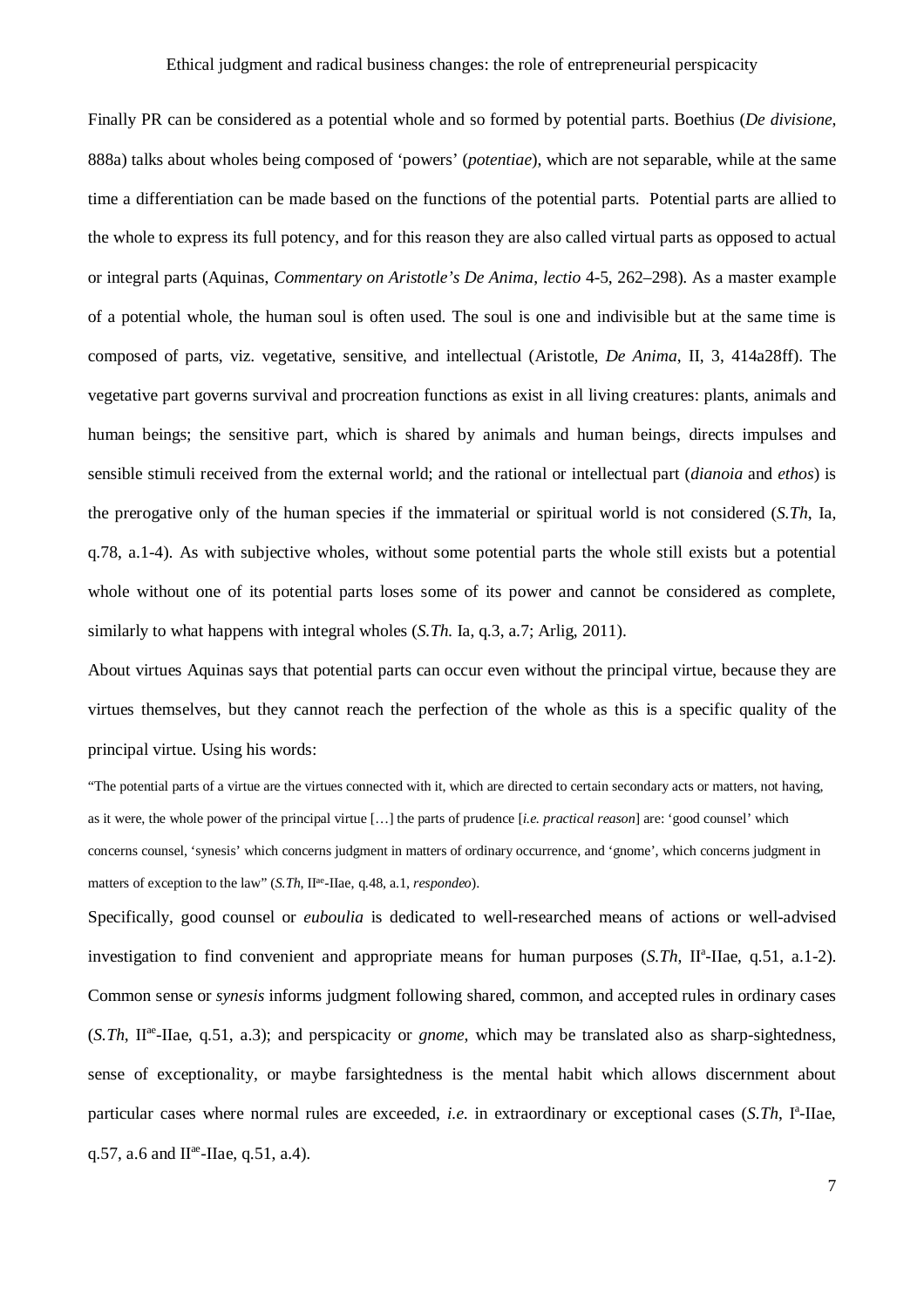Finally PR can be considered as a potential whole and so formed by potential parts. Boethius (*De divisione*, 888a) talks about wholes being composed of 'powers' (*potentiae*), which are not separable, while at the same time a differentiation can be made based on the functions of the potential parts. Potential parts are allied to the whole to express its full potency, and for this reason they are also called virtual parts as opposed to actual or integral parts (Aquinas, *Commentary on Aristotle's De Anima*, *lectio* 4-5, 262–298). As a master example of a potential whole, the human soul is often used. The soul is one and indivisible but at the same time is composed of parts, viz. vegetative, sensitive, and intellectual (Aristotle, *De Anima*, II, 3, 414a28ff). The vegetative part governs survival and procreation functions as exist in all living creatures: plants, animals and human beings; the sensitive part, which is shared by animals and human beings, directs impulses and sensible stimuli received from the external world; and the rational or intellectual part (*dianoia* and *ethos*) is the prerogative only of the human species if the immaterial or spiritual world is not considered (*S.Th*, Ia, q.78, a.1-4). As with subjective wholes, without some potential parts the whole still exists but a potential whole without one of its potential parts loses some of its power and cannot be considered as complete, similarly to what happens with integral wholes (*S.Th.* Ia, q.3, a.7; Arlig, 2011).

About virtues Aquinas says that potential parts can occur even without the principal virtue, because they are virtues themselves, but they cannot reach the perfection of the whole as this is a specific quality of the principal virtue. Using his words:

> "The potential parts of a virtue are the virtues connected with it, which are directed to certain secondary acts or matters, not having, as it were, the whole power of the principal virtue […] the parts of prudence [*i.e. practical reason*] are: 'good counsel' which concerns counsel, 'synesis' which concerns judgment in matters of ordinary occurrence, and 'gnome', which concerns judgment in matters of exception to the law" (*S.Th*, II^ae^-IIae, q.48, a.1, *respondeo*).

Specifically, good counsel or *euboulia* is dedicated to well-researched means of actions or well-advised investigation to find convenient and appropriate means for human purposes (*S.Th*, II^a^-IIae, q.51, a.1-2). Common sense or *synesis* informs judgment following shared, common, and accepted rules in ordinary cases (*S.Th*, II^ae^-IIae, q.51, a.3); and perspicacity or *gnome*, which may be translated also as sharp-sightedness, sense of exceptionality, or maybe farsightedness is the mental habit which allows discernment about particular cases where normal rules are exceeded, *i.e.* in extraordinary or exceptional cases (*S.Th*, I^a^-IIae, q.57, a.6 and II^ae^-IIae, q.51, a.4).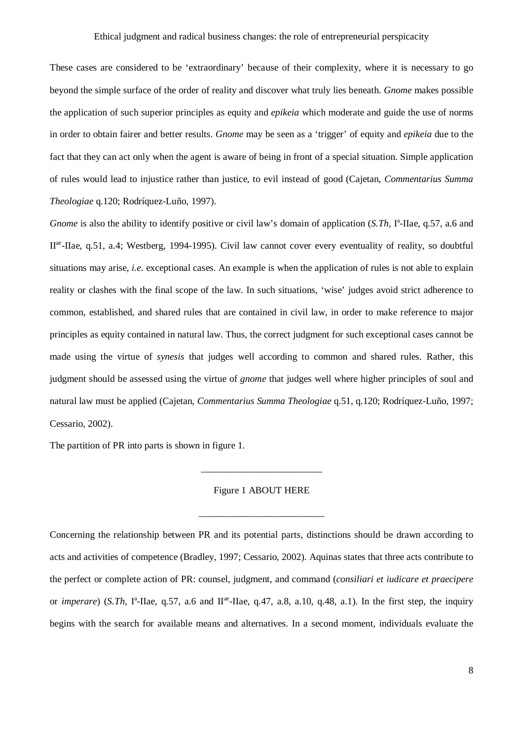These cases are considered to be 'extraordinary' because of their complexity, where it is necessary to go beyond the simple surface of the order of reality and discover what truly lies beneath. *Gnome* makes possible the application of such superior principles as equity and *epikeia* which moderate and guide the use of norms in order to obtain fairer and better results. *Gnome* may be seen as a 'trigger' of equity and *epikeia* due to the fact that they can act only when the agent is aware of being in front of a special situation. Simple application of rules would lead to injustice rather than justice, to evil instead of good (Cajetan, *Commentarius Summa Theologiae* q.120; Rodríquez-Luño, 1997).

*Gnome* is also the ability to identify positive or civil law's domain of application (*S.Th*, I[a]-IIae, q.57, a.6 and II[ae]-IIae, q.51, a.4; Westberg, 1994-1995). Civil law cannot cover every eventuality of reality, so doubtful situations may arise, *i.e.* exceptional cases. An example is when the application of rules is not able to explain reality or clashes with the final scope of the law. In such situations, 'wise' judges avoid strict adherence to common, established, and shared rules that are contained in civil law, in order to make reference to major principles as equity contained in natural law. Thus, the correct judgment for such exceptional cases cannot be made using the virtue of *synesis* that judges well according to common and shared rules. Rather, this judgment should be assessed using the virtue of *gnome* that judges well where higher principles of soul and natural law must be applied (Cajetan, *Commentarius Summa Theologiae* q.51, q.120; Rodríquez-Luño, 1997; Cessario, 2002).

The partition of PR into parts is shown in figure 1.

---

Figure 1 ABOUT HERE

---

Concerning the relationship between PR and its potential parts, distinctions should be drawn according to acts and activities of competence (Bradley, 1997; Cessario, 2002). Aquinas states that three acts contribute to the perfect or complete action of PR: counsel, judgment, and command (*consiliari et iudicare et praecipere* or *imperare*) (*S.Th*, I[a]-IIae, q.57, a.6 and II[ae]-IIae, q.47, a.8, a.10, q.48, a.1). In the first step, the inquiry begins with the search for available means and alternatives. In a second moment, individuals evaluate the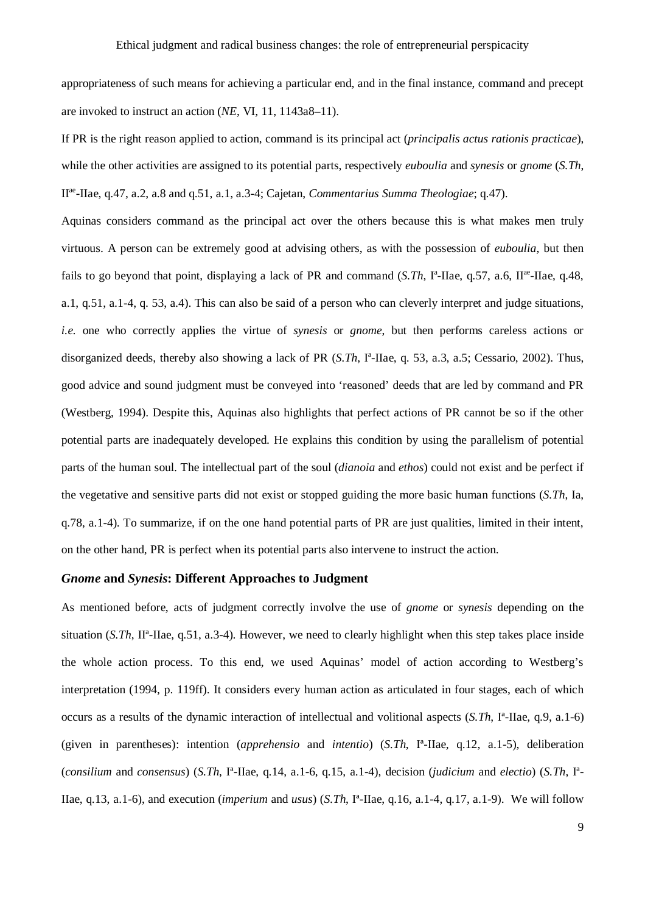appropriateness of such means for achieving a particular end, and in the final instance, command and precept are invoked to instruct an action (*NE*, VI, 11, 1143a8–11).

If PR is the right reason applied to action, command is its principal act (*principalis actus rationis practicae*), while the other activities are assigned to its potential parts, respectively *euboulia* and *synesis* or *gnome* (*S.Th*, II$^{ae}$-IIae, q.47, a.2, a.8 and q.51, a.1, a.3-4; Cajetan, *Commentarius Summa Theologiae*; q.47).

Aquinas considers command as the principal act over the others because this is what makes men truly virtuous. A person can be extremely good at advising others, as with the possession of *euboulia*, but then fails to go beyond that point, displaying a lack of PR and command (*S.Th*, I$^{a}$-IIae, q.57, a.6, II$^{ae}$-IIae, q.48, a.1, q.51, a.1-4, q. 53, a.4). This can also be said of a person who can cleverly interpret and judge situations, *i.e.* one who correctly applies the virtue of *synesis* or *gnome*, but then performs careless actions or disorganized deeds, thereby also showing a lack of PR (*S.Th*, I$^{a}$-IIae, q. 53, a.3, a.5; Cessario, 2002). Thus, good advice and sound judgment must be conveyed into 'reasoned' deeds that are led by command and PR (Westberg, 1994). Despite this, Aquinas also highlights that perfect actions of PR cannot be so if the other potential parts are inadequately developed. He explains this condition by using the parallelism of potential parts of the human soul. The intellectual part of the soul (*dianoia* and *ethos*) could not exist and be perfect if the vegetative and sensitive parts did not exist or stopped guiding the more basic human functions (*S.Th*, Ia, q.78, a.1-4). To summarize, if on the one hand potential parts of PR are just qualities, limited in their intent, on the other hand, PR is perfect when its potential parts also intervene to instruct the action.

### *Gnome* and *Synesis*: Different Approaches to Judgment

As mentioned before, acts of judgment correctly involve the use of *gnome* or *synesis* depending on the situation (*S.Th*, II$^{a}$-IIae, q.51, a.3-4). However, we need to clearly highlight when this step takes place inside the whole action process. To this end, we used Aquinas' model of action according to Westberg's interpretation (1994, p. 119ff). It considers every human action as articulated in four stages, each of which occurs as a results of the dynamic interaction of intellectual and volitional aspects (*S.Th*, I$^{a}$-IIae, q.9, a.1-6) (given in parentheses): intention (*apprehensio* and *intentio*) (*S.Th*, I$^{a}$-IIae, q.12, a.1-5), deliberation (*consilium* and *consensus*) (*S.Th*, I$^{a}$-IIae, q.14, a.1-6, q.15, a.1-4), decision (*judicium* and *electio*) (*S.Th*, I$^{a}$-IIae, q.13, a.1-6), and execution (*imperium* and *usus*) (*S.Th*, I$^{a}$-IIae, q.16, a.1-4, q.17, a.1-9). We will follow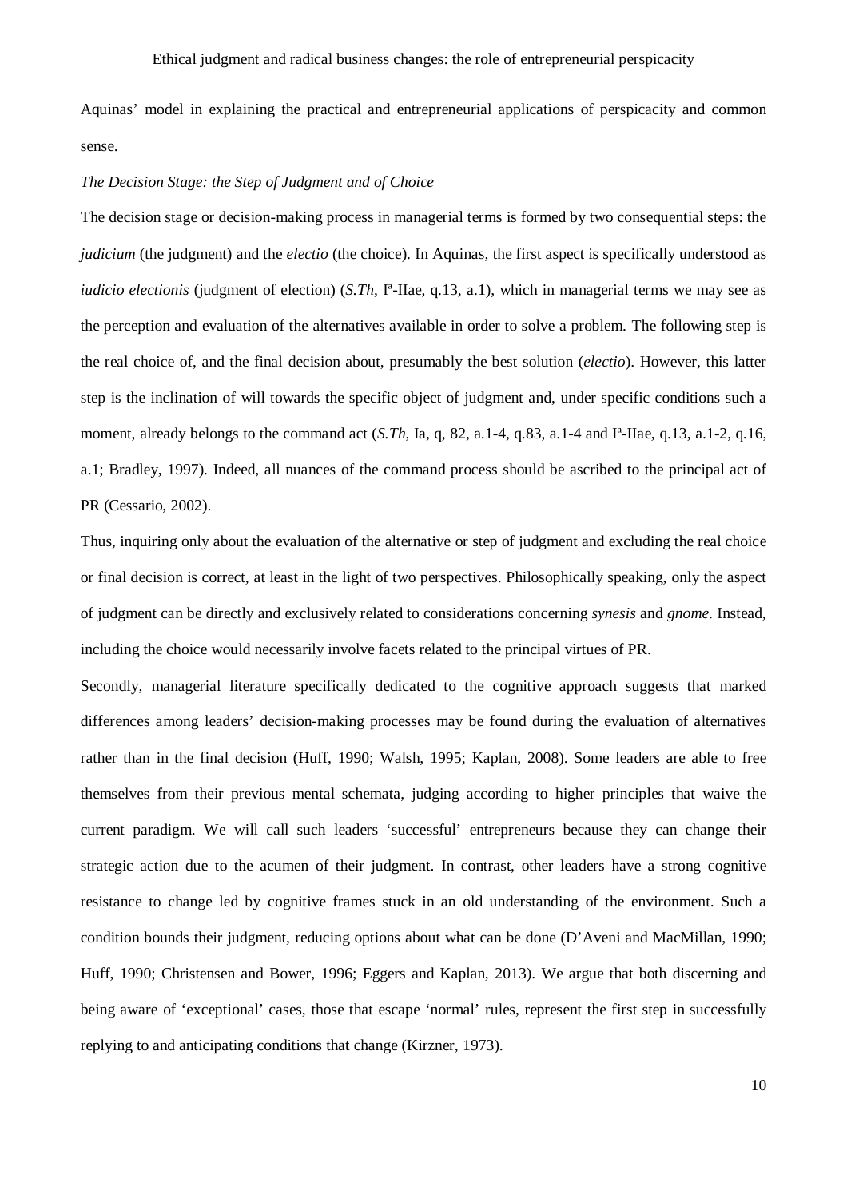Aquinas' model in explaining the practical and entrepreneurial applications of perspicacity and common sense.

*The Decision Stage: the Step of Judgment and of Choice*

The decision stage or decision-making process in managerial terms is formed by two consequential steps: the *judicium* (the judgment) and the *electio* (the choice). In Aquinas, the first aspect is specifically understood as *iudicio electionis* (judgment of election) (*S.Th*, Iª-IIae, q.13, a.1), which in managerial terms we may see as the perception and evaluation of the alternatives available in order to solve a problem. The following step is the real choice of, and the final decision about, presumably the best solution (*electio*). However, this latter step is the inclination of will towards the specific object of judgment and, under specific conditions such a moment, already belongs to the command act (*S.Th*, Ia, q, 82, a.1-4, q.83, a.1-4 and Iª-IIae, q.13, a.1-2, q.16, a.1; Bradley, 1997). Indeed, all nuances of the command process should be ascribed to the principal act of PR (Cessario, 2002).

Thus, inquiring only about the evaluation of the alternative or step of judgment and excluding the real choice or final decision is correct, at least in the light of two perspectives. Philosophically speaking, only the aspect of judgment can be directly and exclusively related to considerations concerning *synesis* and *gnome*. Instead, including the choice would necessarily involve facets related to the principal virtues of PR.

Secondly, managerial literature specifically dedicated to the cognitive approach suggests that marked differences among leaders' decision-making processes may be found during the evaluation of alternatives rather than in the final decision (Huff, 1990; Walsh, 1995; Kaplan, 2008). Some leaders are able to free themselves from their previous mental schemata, judging according to higher principles that waive the current paradigm. We will call such leaders 'successful' entrepreneurs because they can change their strategic action due to the acumen of their judgment. In contrast, other leaders have a strong cognitive resistance to change led by cognitive frames stuck in an old understanding of the environment. Such a condition bounds their judgment, reducing options about what can be done (D'Aveni and MacMillan, 1990; Huff, 1990; Christensen and Bower, 1996; Eggers and Kaplan, 2013). We argue that both discerning and being aware of 'exceptional' cases, those that escape 'normal' rules, represent the first step in successfully replying to and anticipating conditions that change (Kirzner, 1973).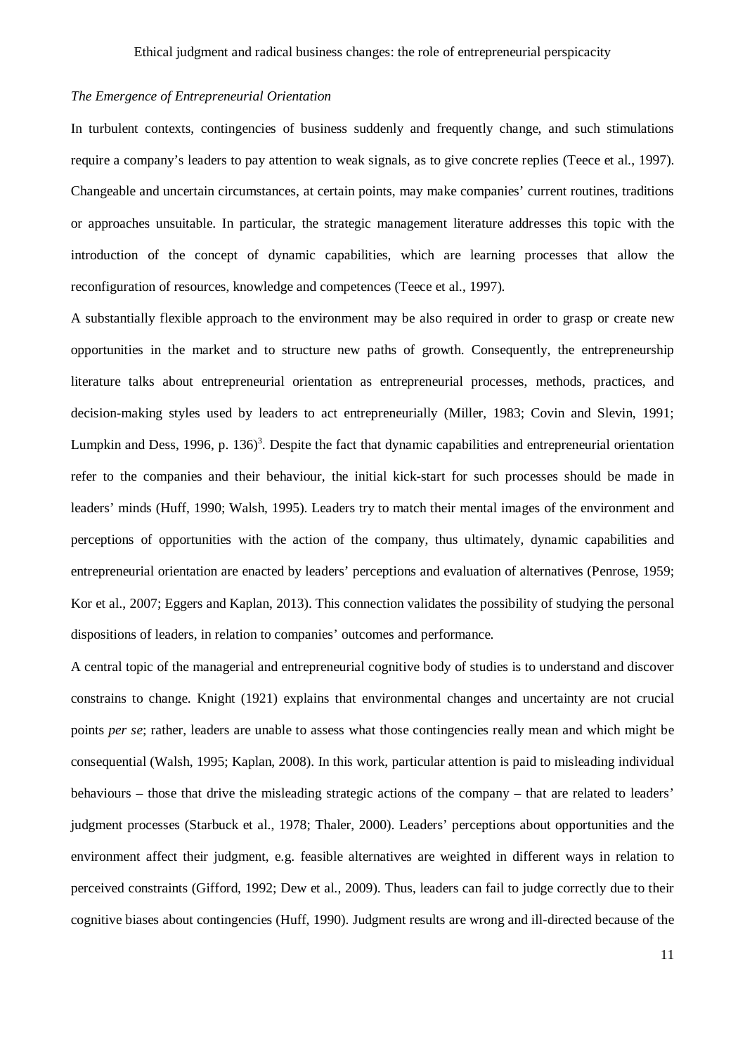*The Emergence of Entrepreneurial Orientation*

In turbulent contexts, contingencies of business suddenly and frequently change, and such stimulations require a company's leaders to pay attention to weak signals, as to give concrete replies (Teece et al., 1997). Changeable and uncertain circumstances, at certain points, may make companies' current routines, traditions or approaches unsuitable. In particular, the strategic management literature addresses this topic with the introduction of the concept of dynamic capabilities, which are learning processes that allow the reconfiguration of resources, knowledge and competences (Teece et al., 1997).

A substantially flexible approach to the environment may be also required in order to grasp or create new opportunities in the market and to structure new paths of growth. Consequently, the entrepreneurship literature talks about entrepreneurial orientation as entrepreneurial processes, methods, practices, and decision-making styles used by leaders to act entrepreneurially (Miller, 1983; Covin and Slevin, 1991; Lumpkin and Dess, 1996, p. 136)[3]. Despite the fact that dynamic capabilities and entrepreneurial orientation refer to the companies and their behaviour, the initial kick-start for such processes should be made in leaders' minds (Huff, 1990; Walsh, 1995). Leaders try to match their mental images of the environment and perceptions of opportunities with the action of the company, thus ultimately, dynamic capabilities and entrepreneurial orientation are enacted by leaders' perceptions and evaluation of alternatives (Penrose, 1959; Kor et al., 2007; Eggers and Kaplan, 2013). This connection validates the possibility of studying the personal dispositions of leaders, in relation to companies' outcomes and performance.

A central topic of the managerial and entrepreneurial cognitive body of studies is to understand and discover constrains to change. Knight (1921) explains that environmental changes and uncertainty are not crucial points *per se*; rather, leaders are unable to assess what those contingencies really mean and which might be consequential (Walsh, 1995; Kaplan, 2008). In this work, particular attention is paid to misleading individual behaviours – those that drive the misleading strategic actions of the company – that are related to leaders' judgment processes (Starbuck et al., 1978; Thaler, 2000). Leaders' perceptions about opportunities and the environment affect their judgment, e.g. feasible alternatives are weighted in different ways in relation to perceived constraints (Gifford, 1992; Dew et al., 2009). Thus, leaders can fail to judge correctly due to their cognitive biases about contingencies (Huff, 1990). Judgment results are wrong and ill-directed because of the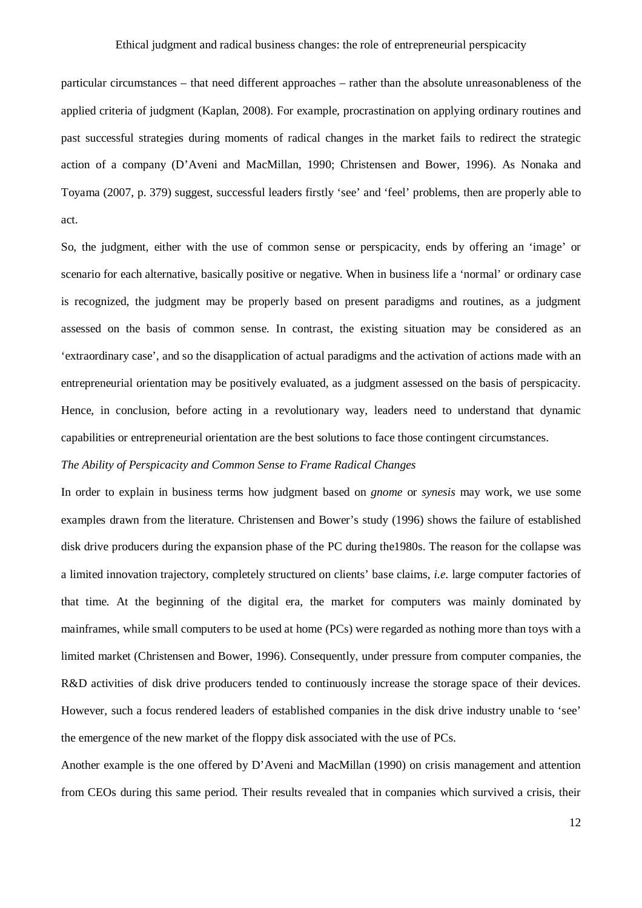particular circumstances – that need different approaches – rather than the absolute unreasonableness of the applied criteria of judgment (Kaplan, 2008). For example, procrastination on applying ordinary routines and past successful strategies during moments of radical changes in the market fails to redirect the strategic action of a company (D'Aveni and MacMillan, 1990; Christensen and Bower, 1996). As Nonaka and Toyama (2007, p. 379) suggest, successful leaders firstly 'see' and 'feel' problems, then are properly able to act.

So, the judgment, either with the use of common sense or perspicacity, ends by offering an 'image' or scenario for each alternative, basically positive or negative. When in business life a 'normal' or ordinary case is recognized, the judgment may be properly based on present paradigms and routines, as a judgment assessed on the basis of common sense. In contrast, the existing situation may be considered as an 'extraordinary case', and so the disapplication of actual paradigms and the activation of actions made with an entrepreneurial orientation may be positively evaluated, as a judgment assessed on the basis of perspicacity. Hence, in conclusion, before acting in a revolutionary way, leaders need to understand that dynamic capabilities or entrepreneurial orientation are the best solutions to face those contingent circumstances.

*The Ability of Perspicacity and Common Sense to Frame Radical Changes*

In order to explain in business terms how judgment based on *gnome* or *synesis* may work, we use some examples drawn from the literature. Christensen and Bower's study (1996) shows the failure of established disk drive producers during the expansion phase of the PC during the1980s. The reason for the collapse was a limited innovation trajectory, completely structured on clients' base claims, *i.e.* large computer factories of that time. At the beginning of the digital era, the market for computers was mainly dominated by mainframes, while small computers to be used at home (PCs) were regarded as nothing more than toys with a limited market (Christensen and Bower, 1996). Consequently, under pressure from computer companies, the R&D activities of disk drive producers tended to continuously increase the storage space of their devices. However, such a focus rendered leaders of established companies in the disk drive industry unable to 'see' the emergence of the new market of the floppy disk associated with the use of PCs.

Another example is the one offered by D'Aveni and MacMillan (1990) on crisis management and attention from CEOs during this same period. Their results revealed that in companies which survived a crisis, their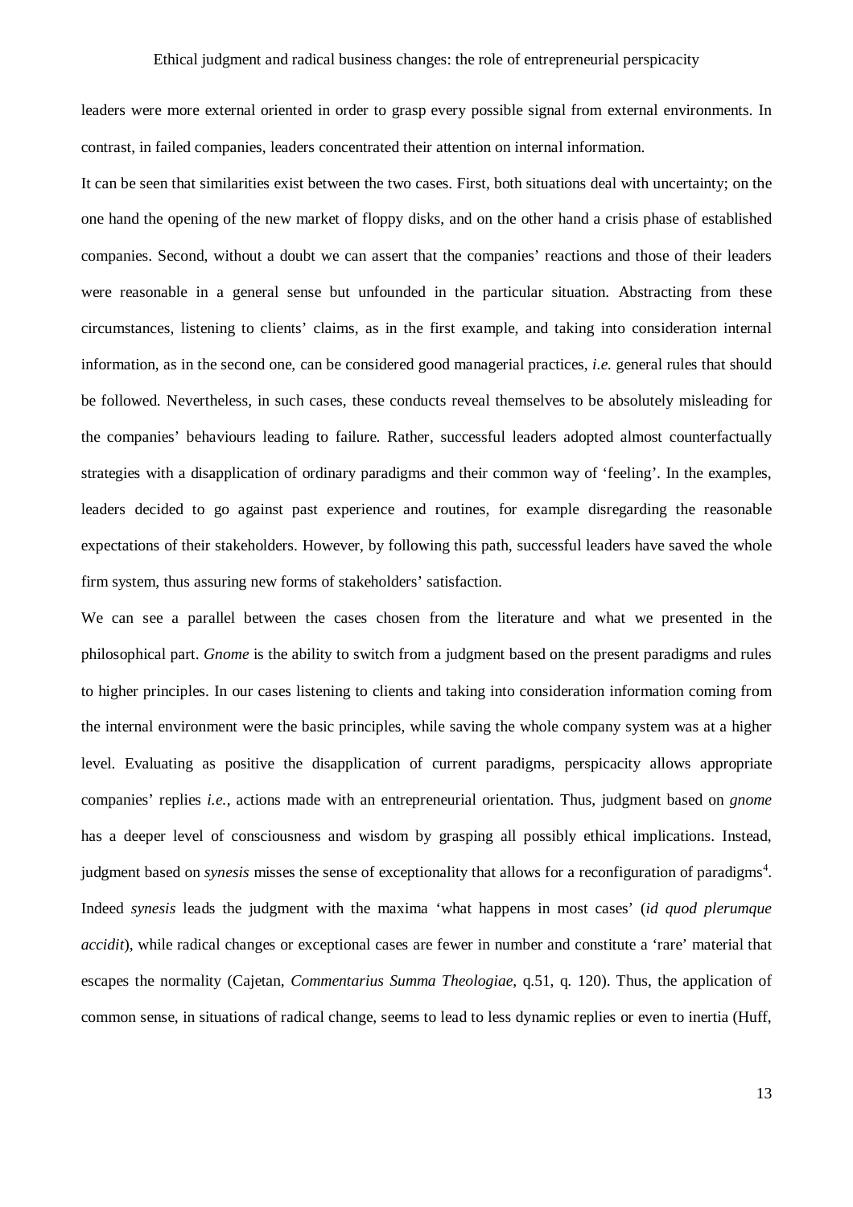leaders were more external oriented in order to grasp every possible signal from external environments. In contrast, in failed companies, leaders concentrated their attention on internal information.

It can be seen that similarities exist between the two cases. First, both situations deal with uncertainty; on the one hand the opening of the new market of floppy disks, and on the other hand a crisis phase of established companies. Second, without a doubt we can assert that the companies' reactions and those of their leaders were reasonable in a general sense but unfounded in the particular situation. Abstracting from these circumstances, listening to clients' claims, as in the first example, and taking into consideration internal information, as in the second one, can be considered good managerial practices, *i.e.* general rules that should be followed. Nevertheless, in such cases, these conducts reveal themselves to be absolutely misleading for the companies' behaviours leading to failure. Rather, successful leaders adopted almost counterfactually strategies with a disapplication of ordinary paradigms and their common way of 'feeling'. In the examples, leaders decided to go against past experience and routines, for example disregarding the reasonable expectations of their stakeholders. However, by following this path, successful leaders have saved the whole firm system, thus assuring new forms of stakeholders' satisfaction.

We can see a parallel between the cases chosen from the literature and what we presented in the philosophical part. *Gnome* is the ability to switch from a judgment based on the present paradigms and rules to higher principles. In our cases listening to clients and taking into consideration information coming from the internal environment were the basic principles, while saving the whole company system was at a higher level. Evaluating as positive the disapplication of current paradigms, perspicacity allows appropriate companies' replies *i.e.*, actions made with an entrepreneurial orientation. Thus, judgment based on *gnome* has a deeper level of consciousness and wisdom by grasping all possibly ethical implications. Instead, judgment based on *synesis* misses the sense of exceptionality that allows for a reconfiguration of paradigms[4]. Indeed *synesis* leads the judgment with the maxima 'what happens in most cases' (*id quod plerumque accidit*), while radical changes or exceptional cases are fewer in number and constitute a 'rare' material that escapes the normality (Cajetan, *Commentarius Summa Theologiae*, q.51, q. 120). Thus, the application of common sense, in situations of radical change, seems to lead to less dynamic replies or even to inertia (Huff,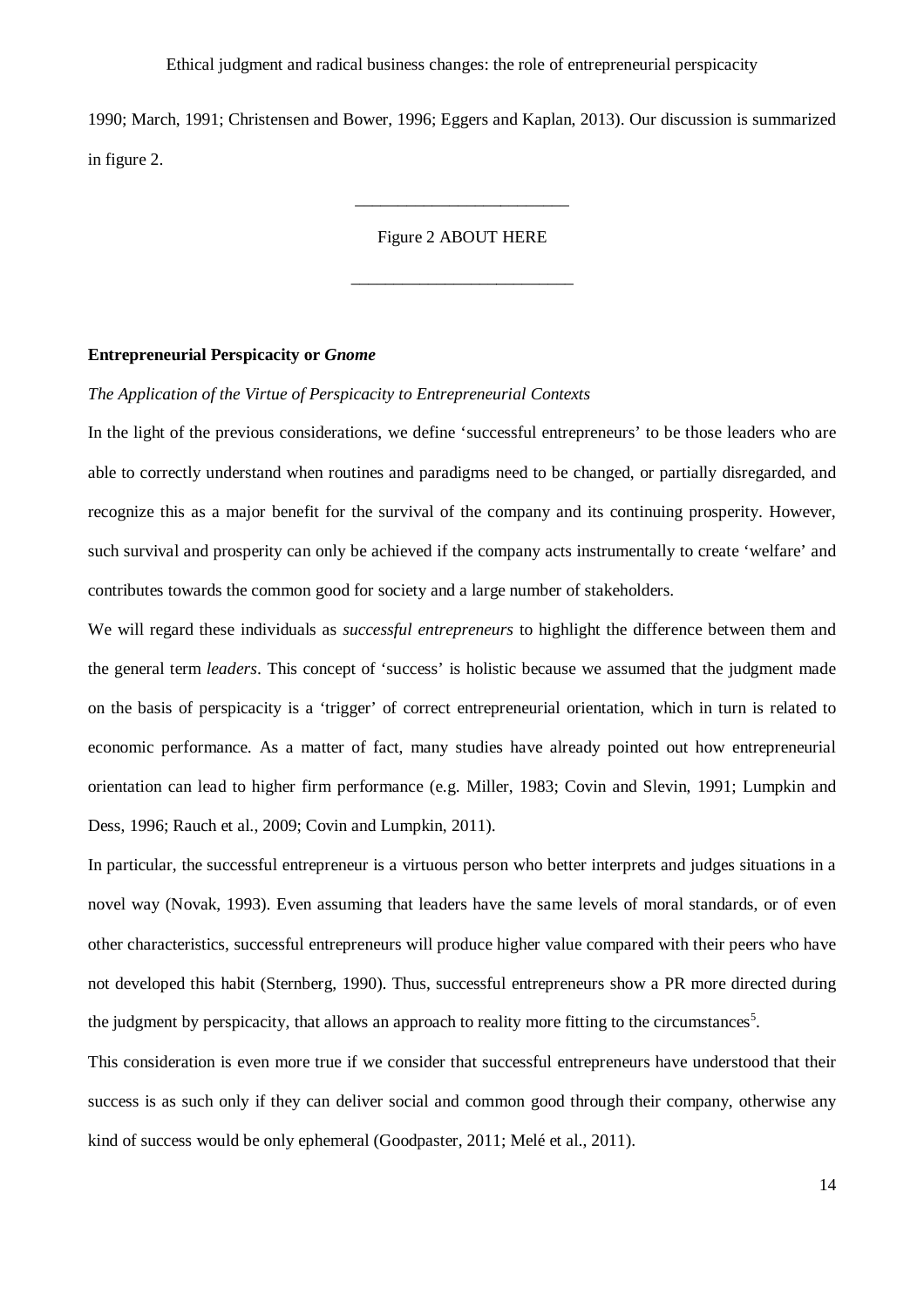1990; March, 1991; Christensen and Bower, 1996; Eggers and Kaplan, 2013). Our discussion is summarized in figure 2.

________________________

Figure 2 ABOUT HERE

________________________

**Entrepreneurial Perspicacity or *Gnome***

*The Application of the Virtue of Perspicacity to Entrepreneurial Contexts*

In the light of the previous considerations, we define 'successful entrepreneurs' to be those leaders who are able to correctly understand when routines and paradigms need to be changed, or partially disregarded, and recognize this as a major benefit for the survival of the company and its continuing prosperity. However, such survival and prosperity can only be achieved if the company acts instrumentally to create 'welfare' and contributes towards the common good for society and a large number of stakeholders.

We will regard these individuals as *successful entrepreneurs* to highlight the difference between them and the general term *leaders*. This concept of 'success' is holistic because we assumed that the judgment made on the basis of perspicacity is a 'trigger' of correct entrepreneurial orientation, which in turn is related to economic performance. As a matter of fact, many studies have already pointed out how entrepreneurial orientation can lead to higher firm performance (e.g. Miller, 1983; Covin and Slevin, 1991; Lumpkin and Dess, 1996; Rauch et al., 2009; Covin and Lumpkin, 2011).

In particular, the successful entrepreneur is a virtuous person who better interprets and judges situations in a novel way (Novak, 1993). Even assuming that leaders have the same levels of moral standards, or of even other characteristics, successful entrepreneurs will produce higher value compared with their peers who have not developed this habit (Sternberg, 1990). Thus, successful entrepreneurs show a PR more directed during the judgment by perspicacity, that allows an approach to reality more fitting to the circumstances[5].

This consideration is even more true if we consider that successful entrepreneurs have understood that their success is as such only if they can deliver social and common good through their company, otherwise any kind of success would be only ephemeral (Goodpaster, 2011; Melé et al., 2011).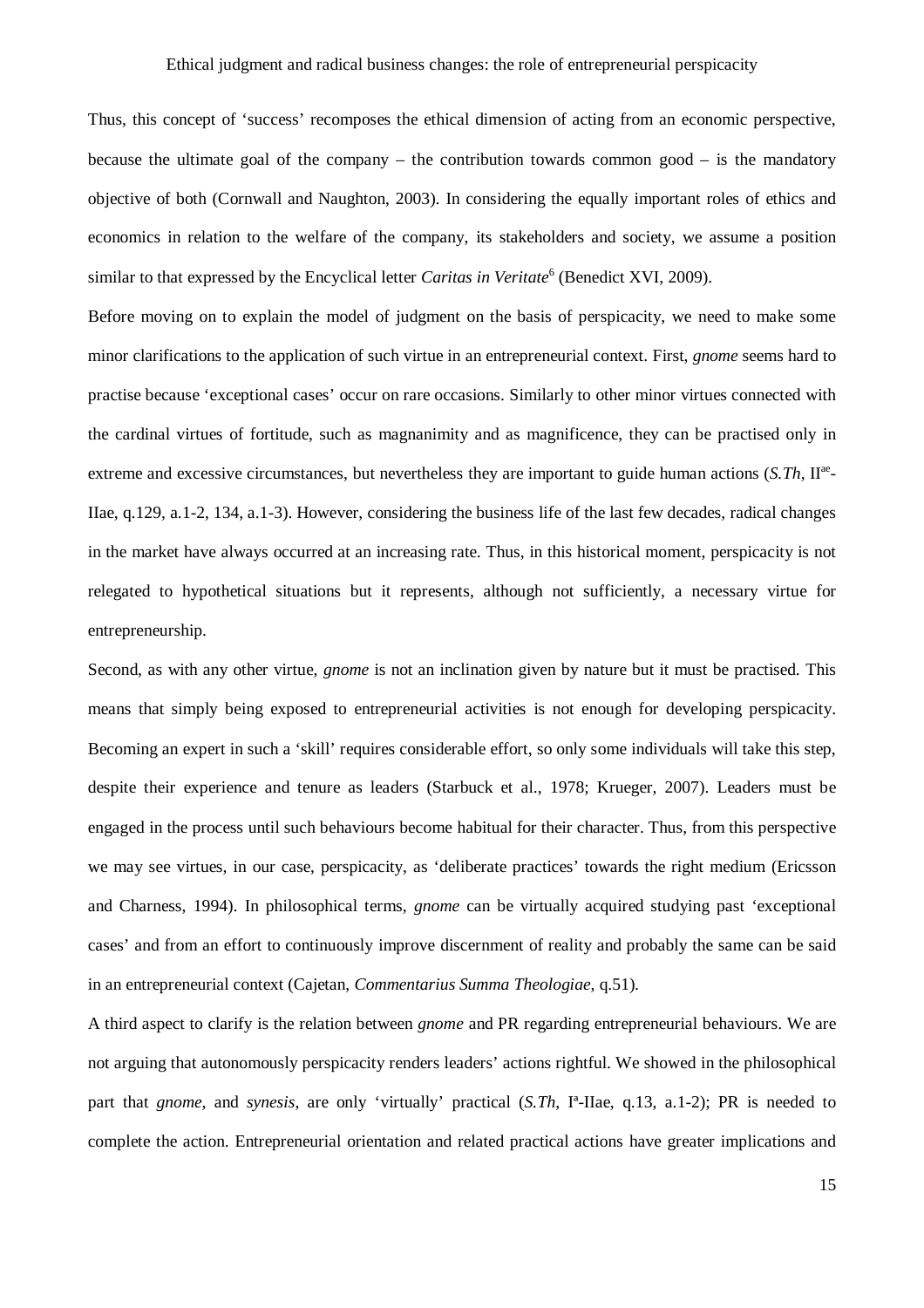Thus, this concept of 'success' recomposes the ethical dimension of acting from an economic perspective, because the ultimate goal of the company – the contribution towards common good – is the mandatory objective of both (Cornwall and Naughton, 2003). In considering the equally important roles of ethics and economics in relation to the welfare of the company, its stakeholders and society, we assume a position similar to that expressed by the Encyclical letter *Caritas in Veritate*[6] (Benedict XVI, 2009).

Before moving on to explain the model of judgment on the basis of perspicacity, we need to make some minor clarifications to the application of such virtue in an entrepreneurial context. First, *gnome* seems hard to practise because 'exceptional cases' occur on rare occasions. Similarly to other minor virtues connected with the cardinal virtues of fortitude, such as magnanimity and as magnificence, they can be practised only in extreme and excessive circumstances, but nevertheless they are important to guide human actions (*S.Th*, II$^{ae}$-IIae, q.129, a.1-2, 134, a.1-3). However, considering the business life of the last few decades, radical changes in the market have always occurred at an increasing rate. Thus, in this historical moment, perspicacity is not relegated to hypothetical situations but it represents, although not sufficiently, a necessary virtue for entrepreneurship.

Second, as with any other virtue, *gnome* is not an inclination given by nature but it must be practised. This means that simply being exposed to entrepreneurial activities is not enough for developing perspicacity. Becoming an expert in such a 'skill' requires considerable effort, so only some individuals will take this step, despite their experience and tenure as leaders (Starbuck et al., 1978; Krueger, 2007). Leaders must be engaged in the process until such behaviours become habitual for their character. Thus, from this perspective we may see virtues, in our case, perspicacity, as 'deliberate practices' towards the right medium (Ericsson and Charness, 1994). In philosophical terms, *gnome* can be virtually acquired studying past 'exceptional cases' and from an effort to continuously improve discernment of reality and probably the same can be said in an entrepreneurial context (Cajetan, *Commentarius Summa Theologiae*, q.51).

A third aspect to clarify is the relation between *gnome* and PR regarding entrepreneurial behaviours. We are not arguing that autonomously perspicacity renders leaders' actions rightful. We showed in the philosophical part that *gnome*, and *synesis*, are only 'virtually' practical (*S.Th*, I$^{a}$-IIae, q.13, a.1-2); PR is needed to complete the action. Entrepreneurial orientation and related practical actions have greater implications and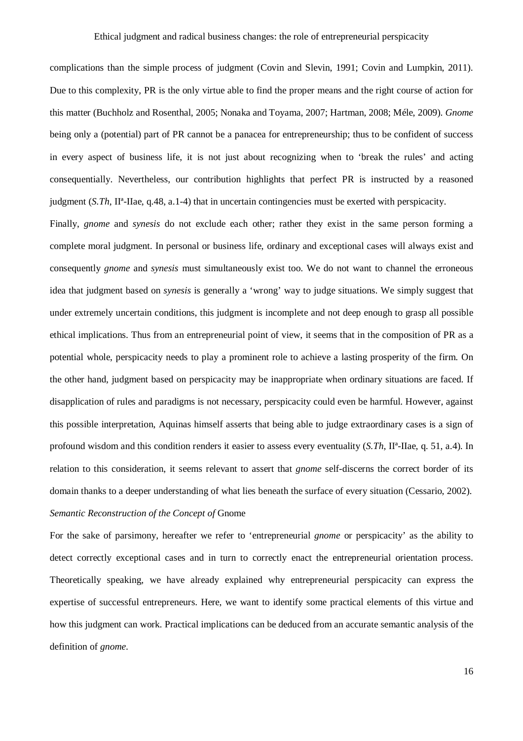complications than the simple process of judgment (Covin and Slevin, 1991; Covin and Lumpkin, 2011). Due to this complexity, PR is the only virtue able to find the proper means and the right course of action for this matter (Buchholz and Rosenthal, 2005; Nonaka and Toyama, 2007; Hartman, 2008; Méle, 2009). *Gnome* being only a (potential) part of PR cannot be a panacea for entrepreneurship; thus to be confident of success in every aspect of business life, it is not just about recognizing when to 'break the rules' and acting consequentially. Nevertheless, our contribution highlights that perfect PR is instructed by a reasoned judgment (*S.Th*, IIª-IIae, q.48, a.1-4) that in uncertain contingencies must be exerted with perspicacity.

Finally, *gnome* and *synesis* do not exclude each other; rather they exist in the same person forming a complete moral judgment. In personal or business life, ordinary and exceptional cases will always exist and consequently *gnome* and *synesis* must simultaneously exist too. We do not want to channel the erroneous idea that judgment based on *synesis* is generally a 'wrong' way to judge situations. We simply suggest that under extremely uncertain conditions, this judgment is incomplete and not deep enough to grasp all possible ethical implications. Thus from an entrepreneurial point of view, it seems that in the composition of PR as a potential whole, perspicacity needs to play a prominent role to achieve a lasting prosperity of the firm. On the other hand, judgment based on perspicacity may be inappropriate when ordinary situations are faced. If disapplication of rules and paradigms is not necessary, perspicacity could even be harmful. However, against this possible interpretation, Aquinas himself asserts that being able to judge extraordinary cases is a sign of profound wisdom and this condition renders it easier to assess every eventuality (*S.Th*, IIª-IIae, q. 51, a.4). In relation to this consideration, it seems relevant to assert that *gnome* self-discerns the correct border of its domain thanks to a deeper understanding of what lies beneath the surface of every situation (Cessario, 2002).

*Semantic Reconstruction of the Concept of* Gnome

For the sake of parsimony, hereafter we refer to 'entrepreneurial *gnome* or perspicacity' as the ability to detect correctly exceptional cases and in turn to correctly enact the entrepreneurial orientation process. Theoretically speaking, we have already explained why entrepreneurial perspicacity can express the expertise of successful entrepreneurs. Here, we want to identify some practical elements of this virtue and how this judgment can work. Practical implications can be deduced from an accurate semantic analysis of the definition of *gnome*.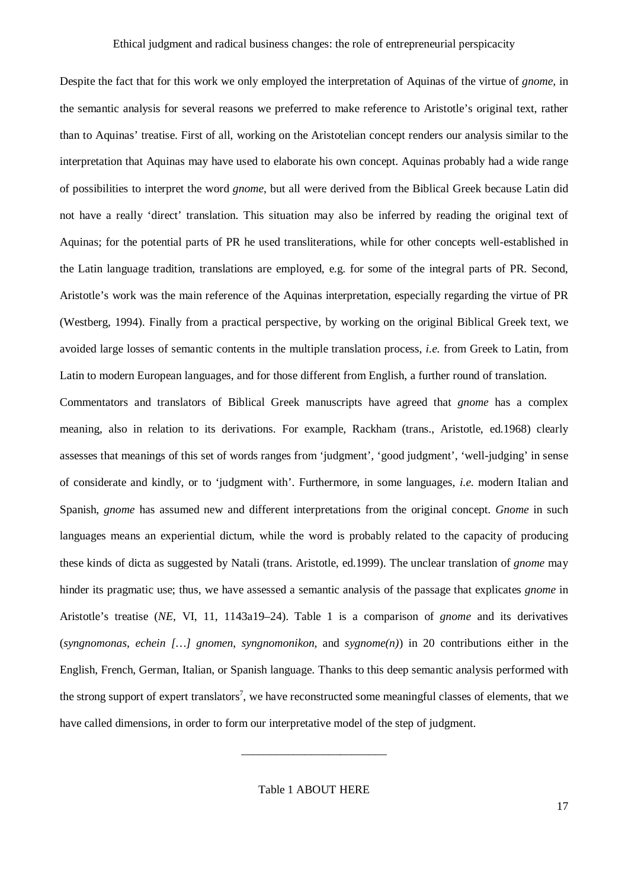Despite the fact that for this work we only employed the interpretation of Aquinas of the virtue of *gnome*, in the semantic analysis for several reasons we preferred to make reference to Aristotle's original text, rather than to Aquinas' treatise. First of all, working on the Aristotelian concept renders our analysis similar to the interpretation that Aquinas may have used to elaborate his own concept. Aquinas probably had a wide range of possibilities to interpret the word *gnome*, but all were derived from the Biblical Greek because Latin did not have a really 'direct' translation. This situation may also be inferred by reading the original text of Aquinas; for the potential parts of PR he used transliterations, while for other concepts well-established in the Latin language tradition, translations are employed, e.g. for some of the integral parts of PR. Second, Aristotle's work was the main reference of the Aquinas interpretation, especially regarding the virtue of PR (Westberg, 1994). Finally from a practical perspective, by working on the original Biblical Greek text, we avoided large losses of semantic contents in the multiple translation process, *i.e.* from Greek to Latin, from Latin to modern European languages, and for those different from English, a further round of translation.

Commentators and translators of Biblical Greek manuscripts have agreed that *gnome* has a complex meaning, also in relation to its derivations. For example, Rackham (trans., Aristotle, ed.1968) clearly assesses that meanings of this set of words ranges from 'judgment', 'good judgment', 'well-judging' in sense of considerate and kindly, or to 'judgment with'. Furthermore, in some languages, *i.e.* modern Italian and Spanish, *gnome* has assumed new and different interpretations from the original concept. *Gnome* in such languages means an experiential dictum, while the word is probably related to the capacity of producing these kinds of dicta as suggested by Natali (trans. Aristotle, ed.1999). The unclear translation of *gnome* may hinder its pragmatic use; thus, we have assessed a semantic analysis of the passage that explicates *gnome* in Aristotle's treatise (*NE*, VI, 11, 1143a19–24). Table 1 is a comparison of *gnome* and its derivatives (*syngnomonas*, *echein […] gnomen*, *syngnomonikon*, and *sygnome(n)*) in 20 contributions either in the English, French, German, Italian, or Spanish language. Thanks to this deep semantic analysis performed with the strong support of expert translators[7], we have reconstructed some meaningful classes of elements, that we have called dimensions, in order to form our interpretative model of the step of judgment.

---

Table 1 ABOUT HERE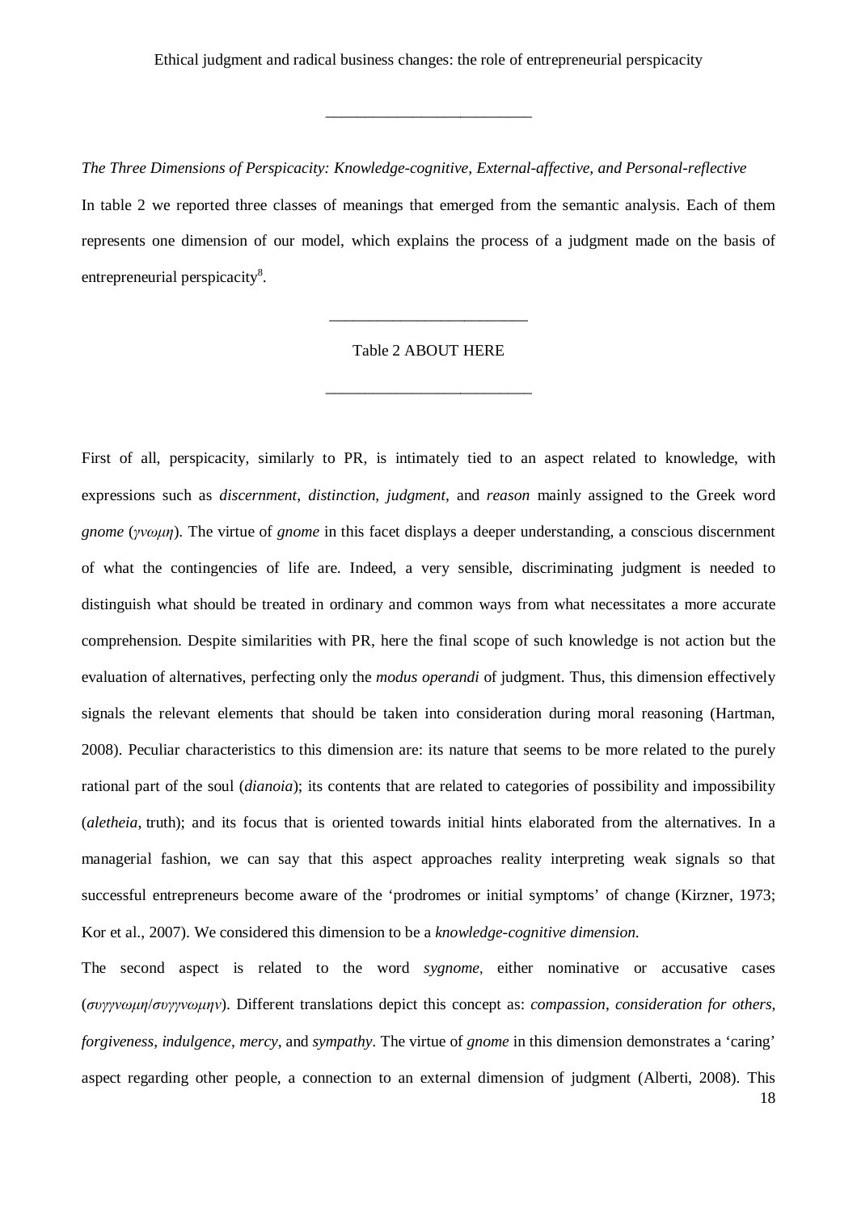*The Three Dimensions of Perspicacity: Knowledge-cognitive, External-affective, and Personal-reflective*

In table 2 we reported three classes of meanings that emerged from the semantic analysis. Each of them represents one dimension of our model, which explains the process of a judgment made on the basis of entrepreneurial perspicacity[8].

---

Table 2 ABOUT HERE

---

First of all, perspicacity, similarly to PR, is intimately tied to an aspect related to knowledge, with expressions such as *discernment*, *distinction*, *judgment*, and *reason* mainly assigned to the Greek word *gnome* (*γνωμη*). The virtue of *gnome* in this facet displays a deeper understanding, a conscious discernment of what the contingencies of life are. Indeed, a very sensible, discriminating judgment is needed to distinguish what should be treated in ordinary and common ways from what necessitates a more accurate comprehension. Despite similarities with PR, here the final scope of such knowledge is not action but the evaluation of alternatives, perfecting only the *modus operandi* of judgment. Thus, this dimension effectively signals the relevant elements that should be taken into consideration during moral reasoning (Hartman, 2008). Peculiar characteristics to this dimension are: its nature that seems to be more related to the purely rational part of the soul (*dianoia*); its contents that are related to categories of possibility and impossibility (*aletheia*, truth); and its focus that is oriented towards initial hints elaborated from the alternatives. In a managerial fashion, we can say that this aspect approaches reality interpreting weak signals so that successful entrepreneurs become aware of the 'prodromes or initial symptoms' of change (Kirzner, 1973; Kor et al., 2007). We considered this dimension to be a *knowledge-cognitive dimension*.

The second aspect is related to the word *sygnome*, either nominative or accusative cases (*συγγνωμη*/*συγγνωμην*). Different translations depict this concept as: *compassion*, *consideration for others*, *forgiveness*, *indulgence*, *mercy*, and *sympathy*. The virtue of *gnome* in this dimension demonstrates a 'caring' aspect regarding other people, a connection to an external dimension of judgment (Alberti, 2008). This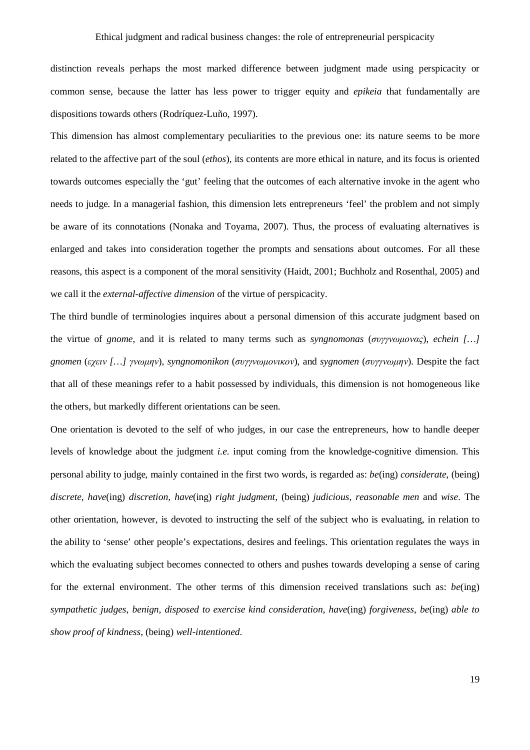distinction reveals perhaps the most marked difference between judgment made using perspicacity or common sense, because the latter has less power to trigger equity and *epikeia* that fundamentally are dispositions towards others (Rodríquez-Luño, 1997).

This dimension has almost complementary peculiarities to the previous one: its nature seems to be more related to the affective part of the soul (*ethos*), its contents are more ethical in nature, and its focus is oriented towards outcomes especially the 'gut' feeling that the outcomes of each alternative invoke in the agent who needs to judge. In a managerial fashion, this dimension lets entrepreneurs 'feel' the problem and not simply be aware of its connotations (Nonaka and Toyama, 2007). Thus, the process of evaluating alternatives is enlarged and takes into consideration together the prompts and sensations about outcomes. For all these reasons, this aspect is a component of the moral sensitivity (Haidt, 2001; Buchholz and Rosenthal, 2005) and we call it the *external-affective dimension* of the virtue of perspicacity.

The third bundle of terminologies inquires about a personal dimension of this accurate judgment based on the virtue of *gnome*, and it is related to many terms such as *syngnomonas* (*συγγνωμονας*), *echein […] gnomen* (*εχειν […] γνωμην*), *syngnomonikon* (*συγγνωμονικον*), and *sygnomen* (*συγγνωμην*). Despite the fact that all of these meanings refer to a habit possessed by individuals, this dimension is not homogeneous like the others, but markedly different orientations can be seen.

One orientation is devoted to the self of who judges, in our case the entrepreneurs, how to handle deeper levels of knowledge about the judgment *i.e.* input coming from the knowledge-cognitive dimension. This personal ability to judge, mainly contained in the first two words, is regarded as: *be*(ing) *considerate*, (being) *discrete*, *have*(ing) *discretion*, *have*(ing) *right judgment*, (being) *judicious*, *reasonable men* and *wise*. The other orientation, however, is devoted to instructing the self of the subject who is evaluating, in relation to the ability to 'sense' other people's expectations, desires and feelings. This orientation regulates the ways in which the evaluating subject becomes connected to others and pushes towards developing a sense of caring for the external environment. The other terms of this dimension received translations such as: *be*(ing) *sympathetic judges*, *benign*, *disposed to exercise kind consideration*, *have*(ing) *forgiveness*, *be*(ing) *able to show proof of kindness*, (being) *well-intentioned*.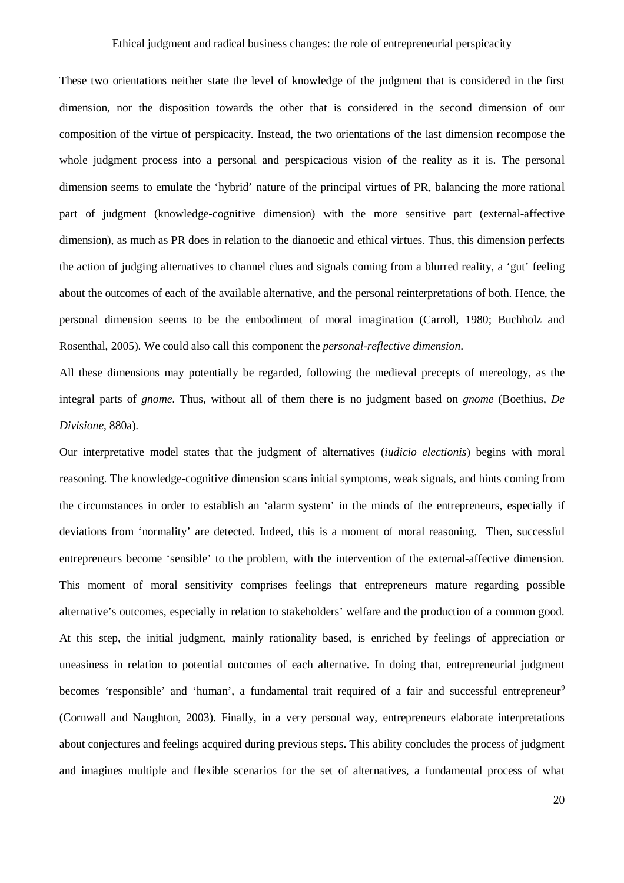These two orientations neither state the level of knowledge of the judgment that is considered in the first dimension, nor the disposition towards the other that is considered in the second dimension of our composition of the virtue of perspicacity. Instead, the two orientations of the last dimension recompose the whole judgment process into a personal and perspicacious vision of the reality as it is. The personal dimension seems to emulate the 'hybrid' nature of the principal virtues of PR, balancing the more rational part of judgment (knowledge-cognitive dimension) with the more sensitive part (external-affective dimension), as much as PR does in relation to the dianoetic and ethical virtues. Thus, this dimension perfects the action of judging alternatives to channel clues and signals coming from a blurred reality, a 'gut' feeling about the outcomes of each of the available alternative, and the personal reinterpretations of both. Hence, the personal dimension seems to be the embodiment of moral imagination (Carroll, 1980; Buchholz and Rosenthal, 2005). We could also call this component the *personal-reflective dimension*.

All these dimensions may potentially be regarded, following the medieval precepts of mereology, as the integral parts of *gnome*. Thus, without all of them there is no judgment based on *gnome* (Boethius, *De Divisione*, 880a).

Our interpretative model states that the judgment of alternatives (*iudicio electionis*) begins with moral reasoning. The knowledge-cognitive dimension scans initial symptoms, weak signals, and hints coming from the circumstances in order to establish an 'alarm system' in the minds of the entrepreneurs, especially if deviations from 'normality' are detected. Indeed, this is a moment of moral reasoning. Then, successful entrepreneurs become 'sensible' to the problem, with the intervention of the external-affective dimension. This moment of moral sensitivity comprises feelings that entrepreneurs mature regarding possible alternative's outcomes, especially in relation to stakeholders' welfare and the production of a common good. At this step, the initial judgment, mainly rationality based, is enriched by feelings of appreciation or uneasiness in relation to potential outcomes of each alternative. In doing that, entrepreneurial judgment becomes 'responsible' and 'human', a fundamental trait required of a fair and successful entrepreneur[9] (Cornwall and Naughton, 2003). Finally, in a very personal way, entrepreneurs elaborate interpretations about conjectures and feelings acquired during previous steps. This ability concludes the process of judgment and imagines multiple and flexible scenarios for the set of alternatives, a fundamental process of what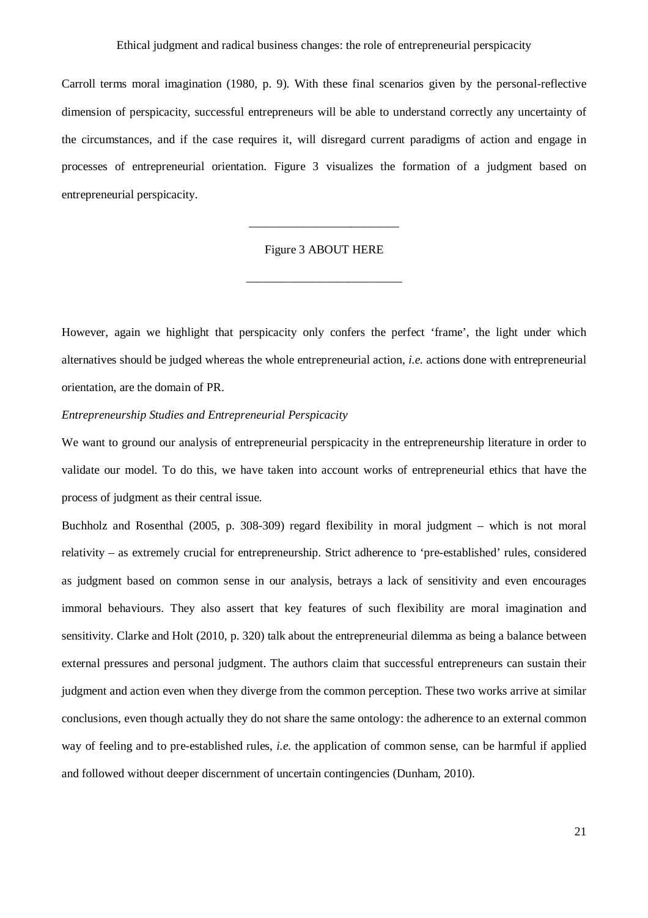Carroll terms moral imagination (1980, p. 9). With these final scenarios given by the personal-reflective dimension of perspicacity, successful entrepreneurs will be able to understand correctly any uncertainty of the circumstances, and if the case requires it, will disregard current paradigms of action and engage in processes of entrepreneurial orientation. Figure 3 visualizes the formation of a judgment based on entrepreneurial perspicacity.

---

Figure 3 ABOUT HERE

---

However, again we highlight that perspicacity only confers the perfect 'frame', the light under which alternatives should be judged whereas the whole entrepreneurial action, *i.e.* actions done with entrepreneurial orientation, are the domain of PR.

*Entrepreneurship Studies and Entrepreneurial Perspicacity*

We want to ground our analysis of entrepreneurial perspicacity in the entrepreneurship literature in order to validate our model. To do this, we have taken into account works of entrepreneurial ethics that have the process of judgment as their central issue.

Buchholz and Rosenthal (2005, p. 308-309) regard flexibility in moral judgment – which is not moral relativity – as extremely crucial for entrepreneurship. Strict adherence to 'pre-established' rules, considered as judgment based on common sense in our analysis, betrays a lack of sensitivity and even encourages immoral behaviours. They also assert that key features of such flexibility are moral imagination and sensitivity. Clarke and Holt (2010, p. 320) talk about the entrepreneurial dilemma as being a balance between external pressures and personal judgment. The authors claim that successful entrepreneurs can sustain their judgment and action even when they diverge from the common perception. These two works arrive at similar conclusions, even though actually they do not share the same ontology: the adherence to an external common way of feeling and to pre-established rules, *i.e.* the application of common sense, can be harmful if applied and followed without deeper discernment of uncertain contingencies (Dunham, 2010).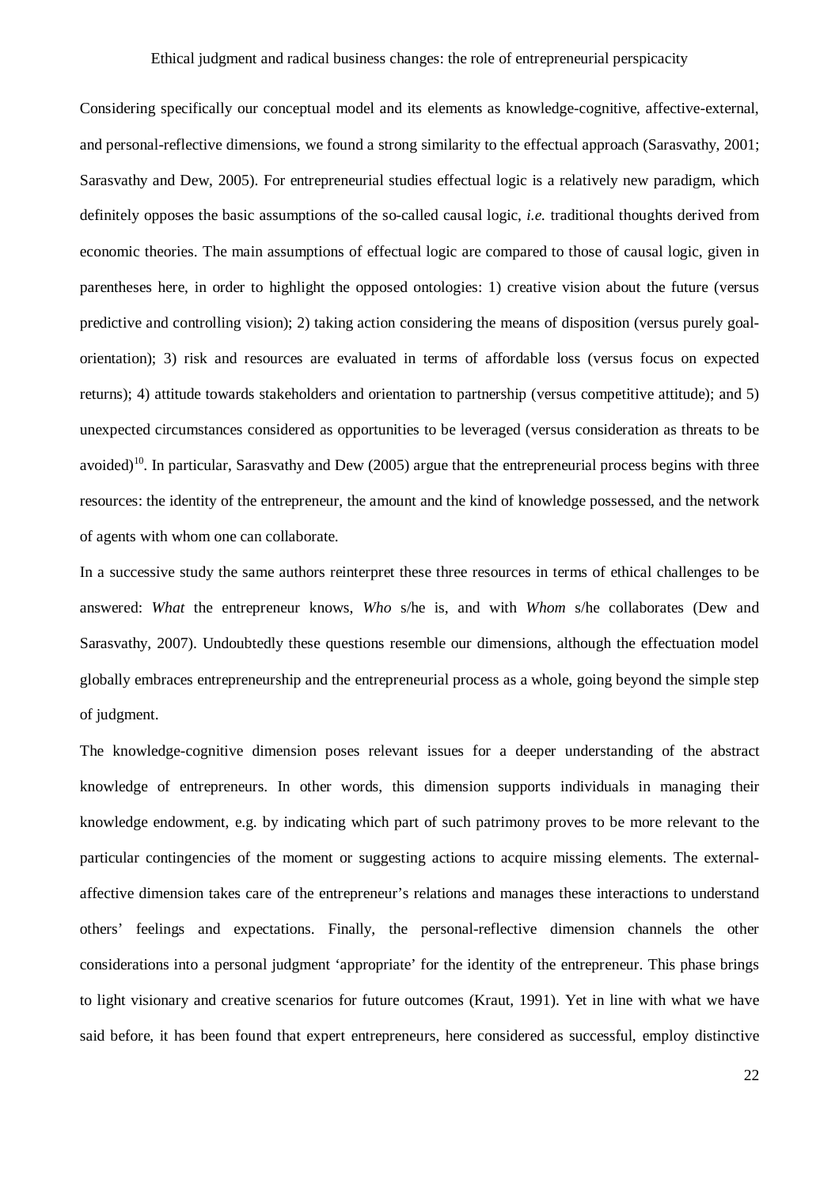Considering specifically our conceptual model and its elements as knowledge-cognitive, affective-external, and personal-reflective dimensions, we found a strong similarity to the effectual approach (Sarasvathy, 2001; Sarasvathy and Dew, 2005). For entrepreneurial studies effectual logic is a relatively new paradigm, which definitely opposes the basic assumptions of the so-called causal logic, *i.e.* traditional thoughts derived from economic theories. The main assumptions of effectual logic are compared to those of causal logic, given in parentheses here, in order to highlight the opposed ontologies: 1) creative vision about the future (versus predictive and controlling vision); 2) taking action considering the means of disposition (versus purely goal-orientation); 3) risk and resources are evaluated in terms of affordable loss (versus focus on expected returns); 4) attitude towards stakeholders and orientation to partnership (versus competitive attitude); and 5) unexpected circumstances considered as opportunities to be leveraged (versus consideration as threats to be avoided)[10]. In particular, Sarasvathy and Dew (2005) argue that the entrepreneurial process begins with three resources: the identity of the entrepreneur, the amount and the kind of knowledge possessed, and the network of agents with whom one can collaborate.

In a successive study the same authors reinterpret these three resources in terms of ethical challenges to be answered: *What* the entrepreneur knows, *Who* s/he is, and with *Whom* s/he collaborates (Dew and Sarasvathy, 2007). Undoubtedly these questions resemble our dimensions, although the effectuation model globally embraces entrepreneurship and the entrepreneurial process as a whole, going beyond the simple step of judgment.

The knowledge-cognitive dimension poses relevant issues for a deeper understanding of the abstract knowledge of entrepreneurs. In other words, this dimension supports individuals in managing their knowledge endowment, e.g. by indicating which part of such patrimony proves to be more relevant to the particular contingencies of the moment or suggesting actions to acquire missing elements. The external-affective dimension takes care of the entrepreneur's relations and manages these interactions to understand others' feelings and expectations. Finally, the personal-reflective dimension channels the other considerations into a personal judgment 'appropriate' for the identity of the entrepreneur. This phase brings to light visionary and creative scenarios for future outcomes (Kraut, 1991). Yet in line with what we have said before, it has been found that expert entrepreneurs, here considered as successful, employ distinctive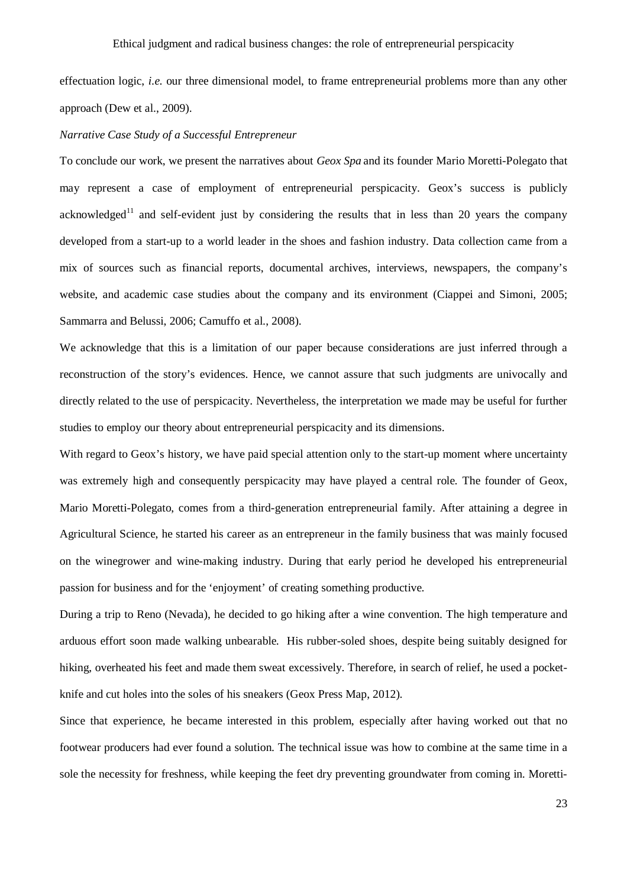effectuation logic, *i.e.* our three dimensional model, to frame entrepreneurial problems more than any other approach (Dew et al., 2009).

*Narrative Case Study of a Successful Entrepreneur*

To conclude our work, we present the narratives about *Geox Spa* and its founder Mario Moretti-Polegato that may represent a case of employment of entrepreneurial perspicacity. Geox's success is publicly acknowledged[11] and self-evident just by considering the results that in less than 20 years the company developed from a start-up to a world leader in the shoes and fashion industry. Data collection came from a mix of sources such as financial reports, documental archives, interviews, newspapers, the company's website, and academic case studies about the company and its environment (Ciappei and Simoni, 2005; Sammarra and Belussi, 2006; Camuffo et al., 2008).

We acknowledge that this is a limitation of our paper because considerations are just inferred through a reconstruction of the story's evidences. Hence, we cannot assure that such judgments are univocally and directly related to the use of perspicacity. Nevertheless, the interpretation we made may be useful for further studies to employ our theory about entrepreneurial perspicacity and its dimensions.

With regard to Geox's history, we have paid special attention only to the start-up moment where uncertainty was extremely high and consequently perspicacity may have played a central role. The founder of Geox, Mario Moretti-Polegato, comes from a third-generation entrepreneurial family. After attaining a degree in Agricultural Science, he started his career as an entrepreneur in the family business that was mainly focused on the winegrower and wine-making industry. During that early period he developed his entrepreneurial passion for business and for the 'enjoyment' of creating something productive.

During a trip to Reno (Nevada), he decided to go hiking after a wine convention. The high temperature and arduous effort soon made walking unbearable. His rubber-soled shoes, despite being suitably designed for hiking, overheated his feet and made them sweat excessively. Therefore, in search of relief, he used a pocket-knife and cut holes into the soles of his sneakers (Geox Press Map, 2012).

Since that experience, he became interested in this problem, especially after having worked out that no footwear producers had ever found a solution. The technical issue was how to combine at the same time in a sole the necessity for freshness, while keeping the feet dry preventing groundwater from coming in. Moretti-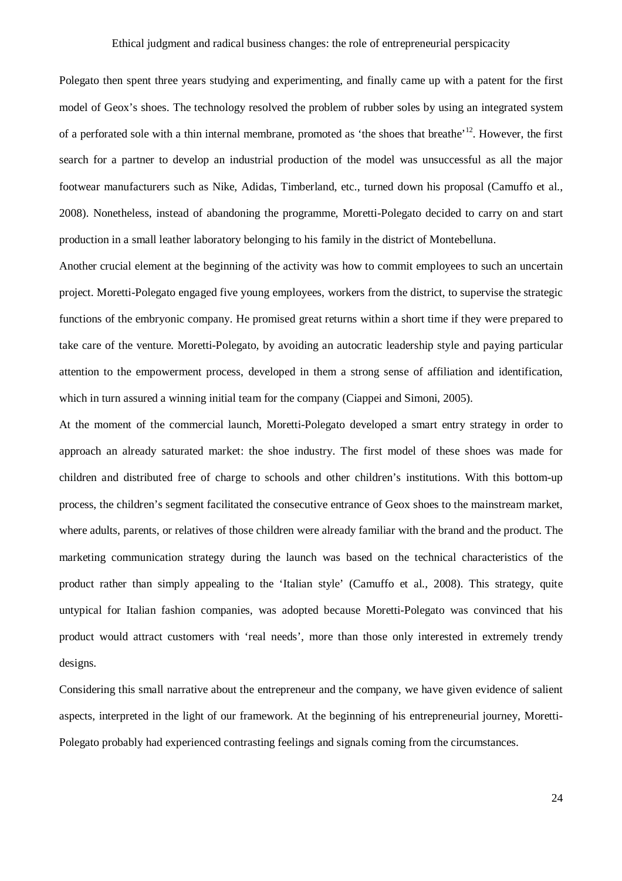Polegato then spent three years studying and experimenting, and finally came up with a patent for the first model of Geox's shoes. The technology resolved the problem of rubber soles by using an integrated system of a perforated sole with a thin internal membrane, promoted as 'the shoes that breathe'[12]. However, the first search for a partner to develop an industrial production of the model was unsuccessful as all the major footwear manufacturers such as Nike, Adidas, Timberland, etc., turned down his proposal (Camuffo et al., 2008). Nonetheless, instead of abandoning the programme, Moretti-Polegato decided to carry on and start production in a small leather laboratory belonging to his family in the district of Montebelluna.

Another crucial element at the beginning of the activity was how to commit employees to such an uncertain project. Moretti-Polegato engaged five young employees, workers from the district, to supervise the strategic functions of the embryonic company. He promised great returns within a short time if they were prepared to take care of the venture. Moretti-Polegato, by avoiding an autocratic leadership style and paying particular attention to the empowerment process, developed in them a strong sense of affiliation and identification, which in turn assured a winning initial team for the company (Ciappei and Simoni, 2005).

At the moment of the commercial launch, Moretti-Polegato developed a smart entry strategy in order to approach an already saturated market: the shoe industry. The first model of these shoes was made for children and distributed free of charge to schools and other children's institutions. With this bottom-up process, the children's segment facilitated the consecutive entrance of Geox shoes to the mainstream market, where adults, parents, or relatives of those children were already familiar with the brand and the product. The marketing communication strategy during the launch was based on the technical characteristics of the product rather than simply appealing to the 'Italian style' (Camuffo et al., 2008). This strategy, quite untypical for Italian fashion companies, was adopted because Moretti-Polegato was convinced that his product would attract customers with 'real needs', more than those only interested in extremely trendy designs.

Considering this small narrative about the entrepreneur and the company, we have given evidence of salient aspects, interpreted in the light of our framework. At the beginning of his entrepreneurial journey, Moretti-Polegato probably had experienced contrasting feelings and signals coming from the circumstances.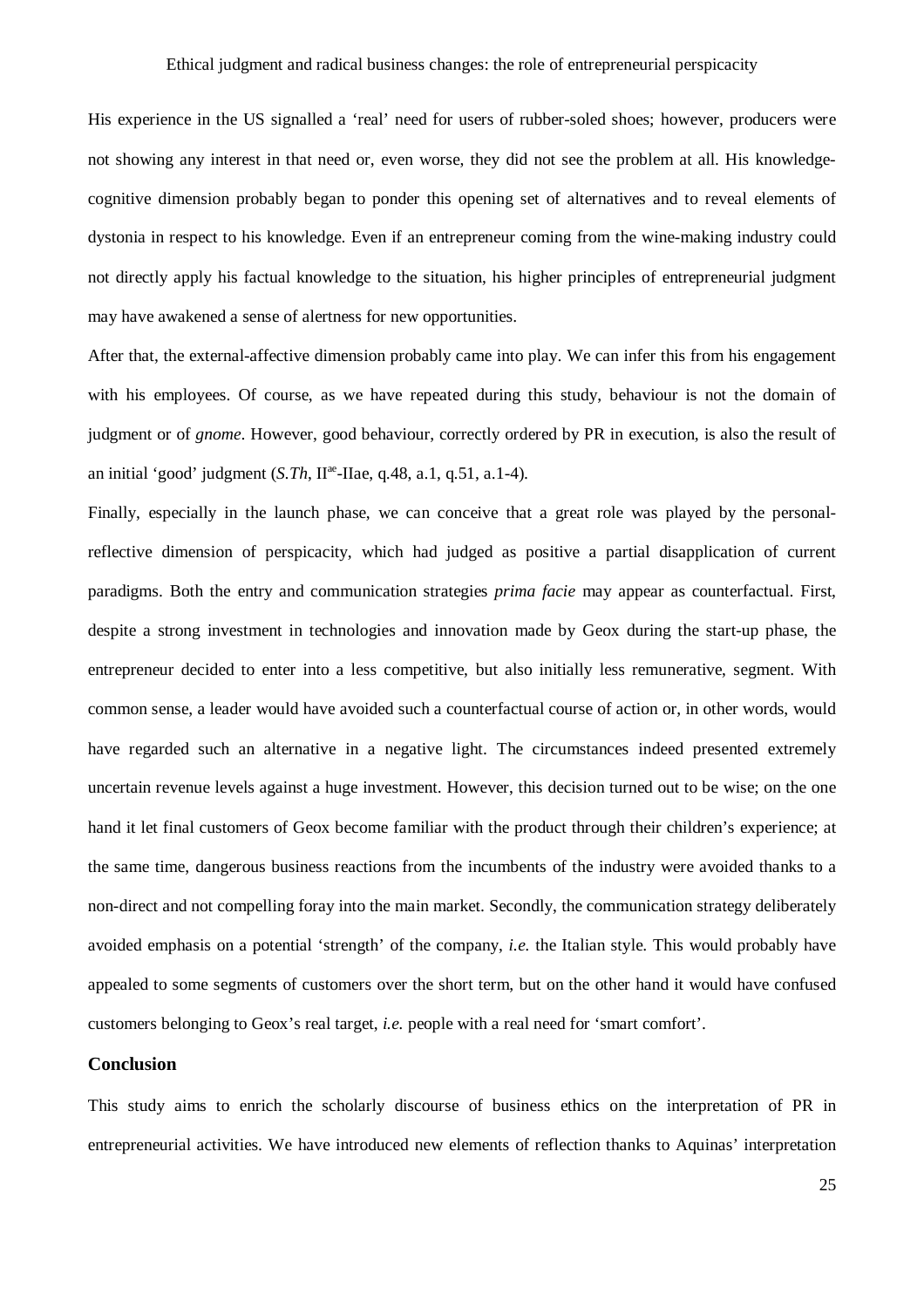His experience in the US signalled a 'real' need for users of rubber-soled shoes; however, producers were not showing any interest in that need or, even worse, they did not see the problem at all. His knowledge-cognitive dimension probably began to ponder this opening set of alternatives and to reveal elements of dystonia in respect to his knowledge. Even if an entrepreneur coming from the wine-making industry could not directly apply his factual knowledge to the situation, his higher principles of entrepreneurial judgment may have awakened a sense of alertness for new opportunities.

After that, the external-affective dimension probably came into play. We can infer this from his engagement with his employees. Of course, as we have repeated during this study, behaviour is not the domain of judgment or of *gnome*. However, good behaviour, correctly ordered by PR in execution, is also the result of an initial 'good' judgment (*S.Th*, II$^{ae}$-IIae, q.48, a.1, q.51, a.1-4).

Finally, especially in the launch phase, we can conceive that a great role was played by the personal-reflective dimension of perspicacity, which had judged as positive a partial disapplication of current paradigms. Both the entry and communication strategies *prima facie* may appear as counterfactual. First, despite a strong investment in technologies and innovation made by Geox during the start-up phase, the entrepreneur decided to enter into a less competitive, but also initially less remunerative, segment. With common sense, a leader would have avoided such a counterfactual course of action or, in other words, would have regarded such an alternative in a negative light. The circumstances indeed presented extremely uncertain revenue levels against a huge investment. However, this decision turned out to be wise; on the one hand it let final customers of Geox become familiar with the product through their children's experience; at the same time, dangerous business reactions from the incumbents of the industry were avoided thanks to a non-direct and not compelling foray into the main market. Secondly, the communication strategy deliberately avoided emphasis on a potential 'strength' of the company, *i.e.* the Italian style. This would probably have appealed to some segments of customers over the short term, but on the other hand it would have confused customers belonging to Geox's real target, *i.e.* people with a real need for 'smart comfort'.

## Conclusion

This study aims to enrich the scholarly discourse of business ethics on the interpretation of PR in entrepreneurial activities. We have introduced new elements of reflection thanks to Aquinas' interpretation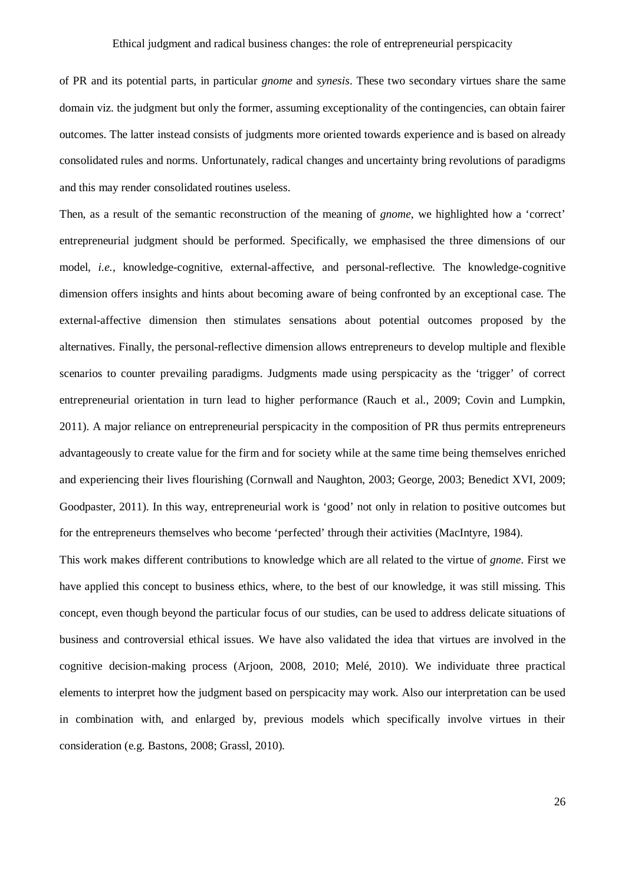of PR and its potential parts, in particular *gnome* and *synesis*. These two secondary virtues share the same domain viz. the judgment but only the former, assuming exceptionality of the contingencies, can obtain fairer outcomes. The latter instead consists of judgments more oriented towards experience and is based on already consolidated rules and norms. Unfortunately, radical changes and uncertainty bring revolutions of paradigms and this may render consolidated routines useless.

Then, as a result of the semantic reconstruction of the meaning of *gnome*, we highlighted how a 'correct' entrepreneurial judgment should be performed. Specifically, we emphasised the three dimensions of our model, *i.e.*, knowledge-cognitive, external-affective, and personal-reflective. The knowledge-cognitive dimension offers insights and hints about becoming aware of being confronted by an exceptional case. The external-affective dimension then stimulates sensations about potential outcomes proposed by the alternatives. Finally, the personal-reflective dimension allows entrepreneurs to develop multiple and flexible scenarios to counter prevailing paradigms. Judgments made using perspicacity as the 'trigger' of correct entrepreneurial orientation in turn lead to higher performance (Rauch et al., 2009; Covin and Lumpkin, 2011). A major reliance on entrepreneurial perspicacity in the composition of PR thus permits entrepreneurs advantageously to create value for the firm and for society while at the same time being themselves enriched and experiencing their lives flourishing (Cornwall and Naughton, 2003; George, 2003; Benedict XVI, 2009; Goodpaster, 2011). In this way, entrepreneurial work is 'good' not only in relation to positive outcomes but for the entrepreneurs themselves who become 'perfected' through their activities (MacIntyre, 1984).

This work makes different contributions to knowledge which are all related to the virtue of *gnome*. First we have applied this concept to business ethics, where, to the best of our knowledge, it was still missing. This concept, even though beyond the particular focus of our studies, can be used to address delicate situations of business and controversial ethical issues. We have also validated the idea that virtues are involved in the cognitive decision-making process (Arjoon, 2008, 2010; Melé, 2010). We individuate three practical elements to interpret how the judgment based on perspicacity may work. Also our interpretation can be used in combination with, and enlarged by, previous models which specifically involve virtues in their consideration (e.g. Bastons, 2008; Grassl, 2010).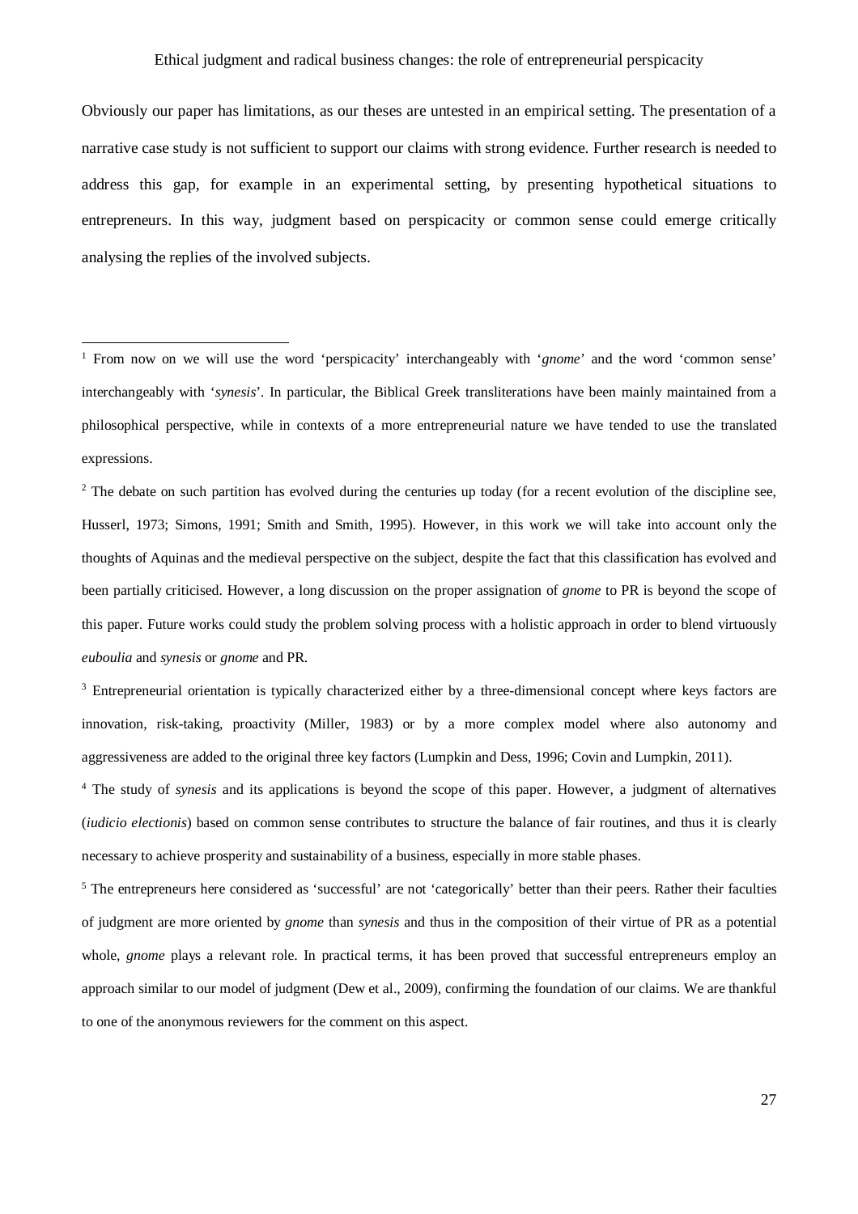Obviously our paper has limitations, as our theses are untested in an empirical setting. The presentation of a narrative case study is not sufficient to support our claims with strong evidence. Further research is needed to address this gap, for example in an experimental setting, by presenting hypothetical situations to entrepreneurs. In this way, judgment based on perspicacity or common sense could emerge critically analysing the replies of the involved subjects.

---

[1] From now on we will use the word 'perspicacity' interchangeably with '*gnome*' and the word 'common sense' interchangeably with '*synesis*'. In particular, the Biblical Greek transliterations have been mainly maintained from a philosophical perspective, while in contexts of a more entrepreneurial nature we have tended to use the translated expressions.

[2] The debate on such partition has evolved during the centuries up today (for a recent evolution of the discipline see, Husserl, 1973; Simons, 1991; Smith and Smith, 1995). However, in this work we will take into account only the thoughts of Aquinas and the medieval perspective on the subject, despite the fact that this classification has evolved and been partially criticised. However, a long discussion on the proper assignation of *gnome* to PR is beyond the scope of this paper. Future works could study the problem solving process with a holistic approach in order to blend virtuously *euboulia* and *synesis* or *gnome* and PR.

[3] Entrepreneurial orientation is typically characterized either by a three-dimensional concept where keys factors are innovation, risk-taking, proactivity (Miller, 1983) or by a more complex model where also autonomy and aggressiveness are added to the original three key factors (Lumpkin and Dess, 1996; Covin and Lumpkin, 2011).

[4] The study of *synesis* and its applications is beyond the scope of this paper. However, a judgment of alternatives (*iudicio electionis*) based on common sense contributes to structure the balance of fair routines, and thus it is clearly necessary to achieve prosperity and sustainability of a business, especially in more stable phases.

[5] The entrepreneurs here considered as 'successful' are not 'categorically' better than their peers. Rather their faculties of judgment are more oriented by *gnome* than *synesis* and thus in the composition of their virtue of PR as a potential whole, *gnome* plays a relevant role. In practical terms, it has been proved that successful entrepreneurs employ an approach similar to our model of judgment (Dew et al., 2009), confirming the foundation of our claims. We are thankful to one of the anonymous reviewers for the comment on this aspect.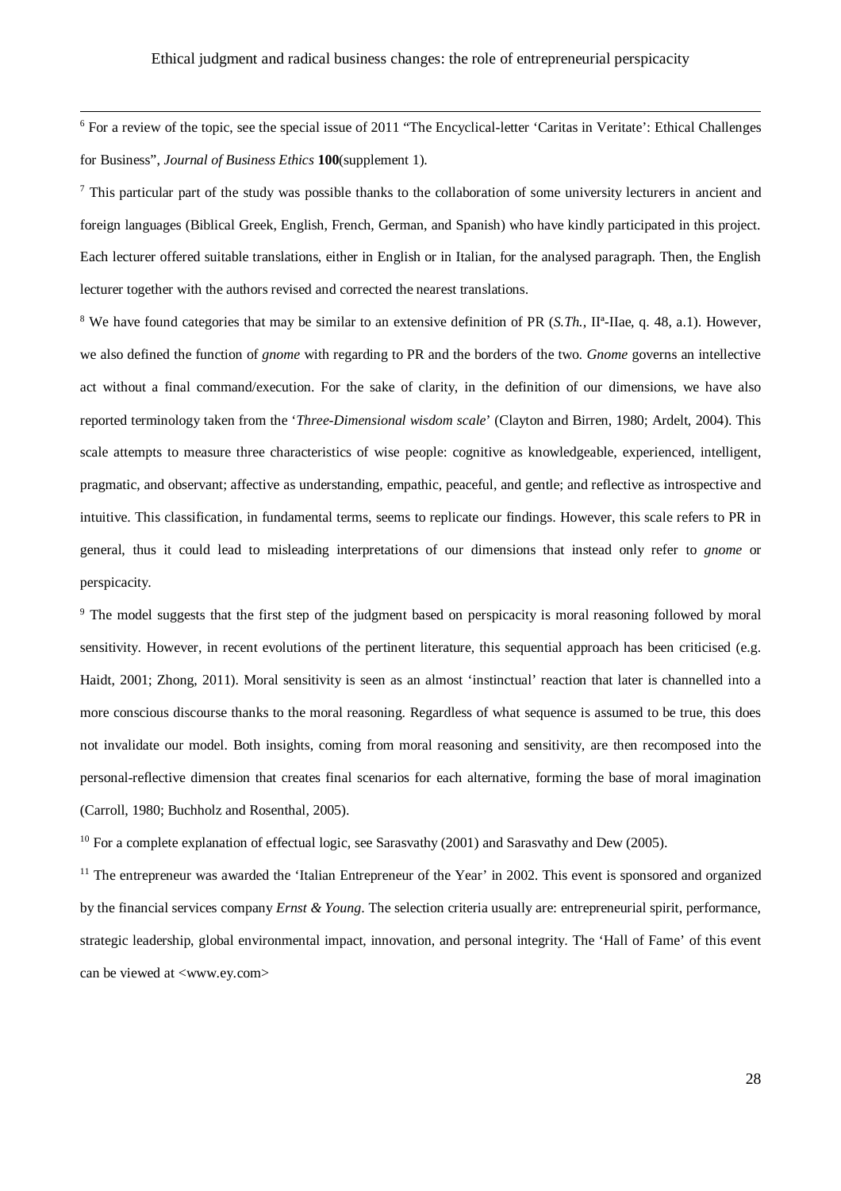[6] For a review of the topic, see the special issue of 2011 "The Encyclical-letter 'Caritas in Veritate': Ethical Challenges for Business", *Journal of Business Ethics* **100**(supplement 1).

[7] This particular part of the study was possible thanks to the collaboration of some university lecturers in ancient and foreign languages (Biblical Greek, English, French, German, and Spanish) who have kindly participated in this project. Each lecturer offered suitable translations, either in English or in Italian, for the analysed paragraph. Then, the English lecturer together with the authors revised and corrected the nearest translations.

[8] We have found categories that may be similar to an extensive definition of PR (*S.Th.*, IIª-IIae, q. 48, a.1). However, we also defined the function of *gnome* with regarding to PR and the borders of the two. *Gnome* governs an intellective act without a final command/execution. For the sake of clarity, in the definition of our dimensions, we have also reported terminology taken from the '*Three-Dimensional wisdom scale*' (Clayton and Birren, 1980; Ardelt, 2004). This scale attempts to measure three characteristics of wise people: cognitive as knowledgeable, experienced, intelligent, pragmatic, and observant; affective as understanding, empathic, peaceful, and gentle; and reflective as introspective and intuitive. This classification, in fundamental terms, seems to replicate our findings. However, this scale refers to PR in general, thus it could lead to misleading interpretations of our dimensions that instead only refer to *gnome* or perspicacity.

[9] The model suggests that the first step of the judgment based on perspicacity is moral reasoning followed by moral sensitivity. However, in recent evolutions of the pertinent literature, this sequential approach has been criticised (e.g. Haidt, 2001; Zhong, 2011). Moral sensitivity is seen as an almost 'instinctual' reaction that later is channelled into a more conscious discourse thanks to the moral reasoning. Regardless of what sequence is assumed to be true, this does not invalidate our model. Both insights, coming from moral reasoning and sensitivity, are then recomposed into the personal-reflective dimension that creates final scenarios for each alternative, forming the base of moral imagination (Carroll, 1980; Buchholz and Rosenthal, 2005).

[10] For a complete explanation of effectual logic, see Sarasvathy (2001) and Sarasvathy and Dew (2005).

[11] The entrepreneur was awarded the 'Italian Entrepreneur of the Year' in 2002. This event is sponsored and organized by the financial services company *Ernst & Young*. The selection criteria usually are: entrepreneurial spirit, performance, strategic leadership, global environmental impact, innovation, and personal integrity. The 'Hall of Fame' of this event can be viewed at <www.ey.com>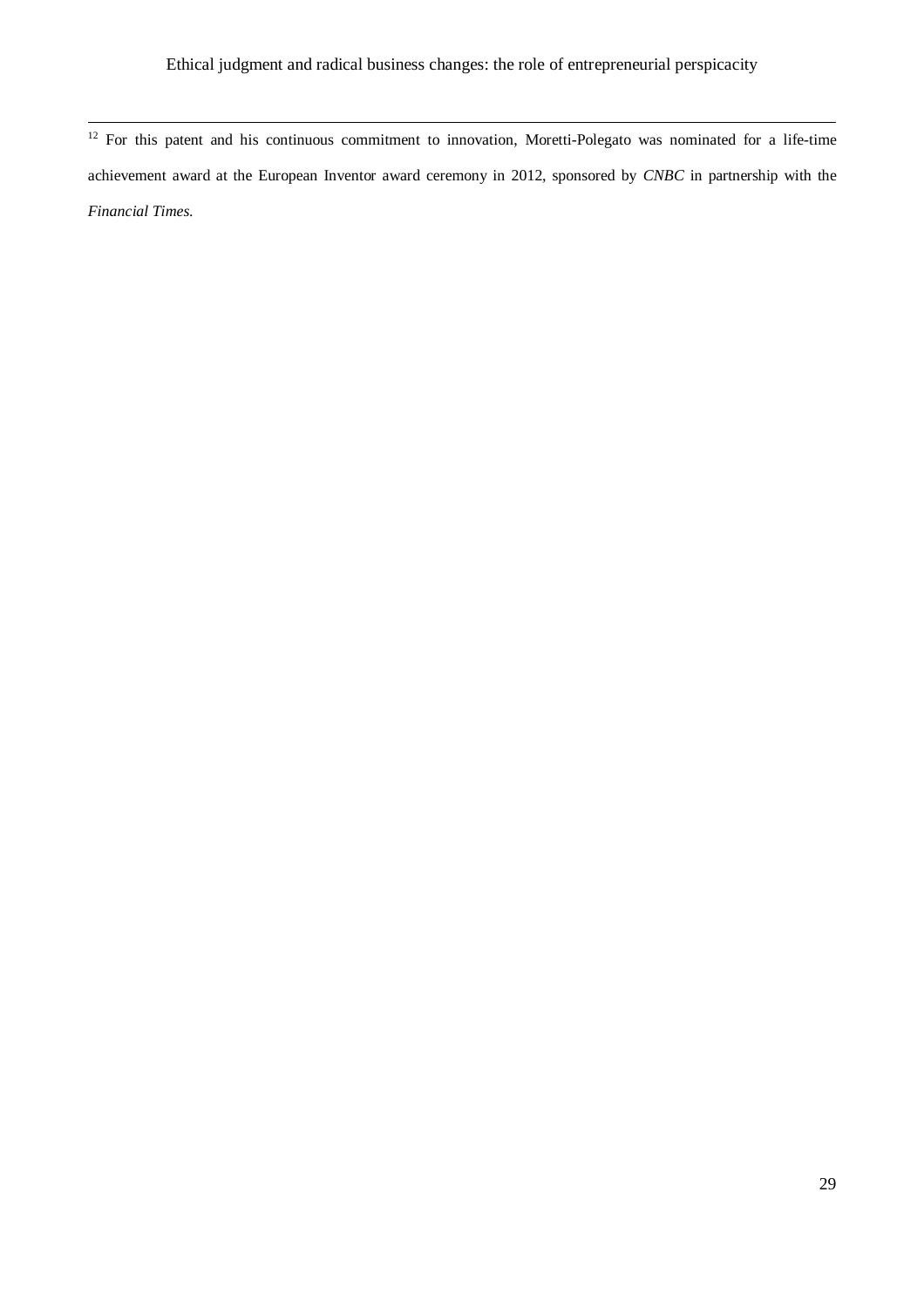[12] For this patent and his continuous commitment to innovation, Moretti-Polegato was nominated for a life-time achievement award at the European Inventor award ceremony in 2012, sponsored by *CNBC* in partnership with the *Financial Times.*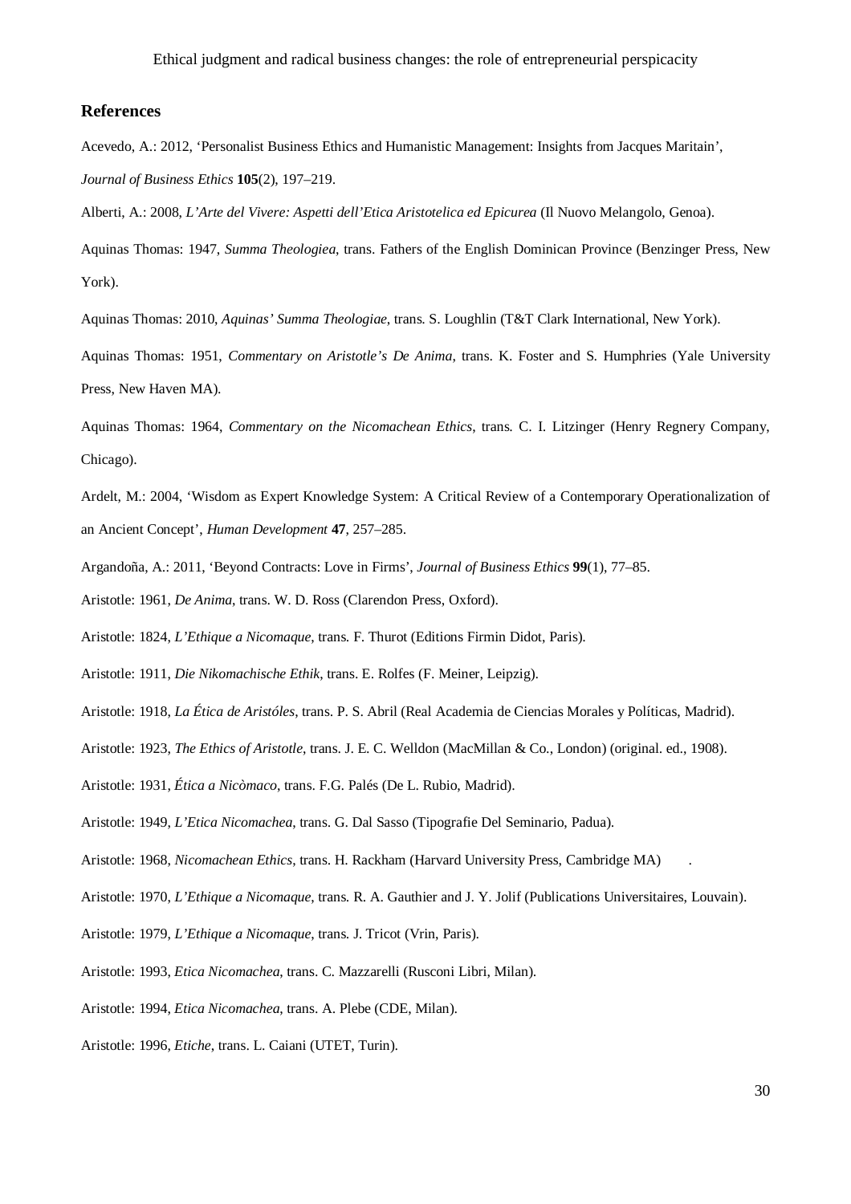## References

Acevedo, A.: 2012, 'Personalist Business Ethics and Humanistic Management: Insights from Jacques Maritain', *Journal of Business Ethics* **105**(2), 197–219.

Alberti, A.: 2008, *L'Arte del Vivere: Aspetti dell'Etica Aristotelica ed Epicurea* (Il Nuovo Melangolo, Genoa).

Aquinas Thomas: 1947, *Summa Theologiea*, trans. Fathers of the English Dominican Province (Benzinger Press, New York).

Aquinas Thomas: 2010, *Aquinas' Summa Theologiae*, trans. S. Loughlin (T&T Clark International, New York).

Aquinas Thomas: 1951, *Commentary on Aristotle's De Anima*, trans. K. Foster and S. Humphries (Yale University Press, New Haven MA).

Aquinas Thomas: 1964, *Commentary on the Nicomachean Ethics*, trans. C. I. Litzinger (Henry Regnery Company, Chicago).

Ardelt, M.: 2004, 'Wisdom as Expert Knowledge System: A Critical Review of a Contemporary Operationalization of an Ancient Concept', *Human Development* **47**, 257–285.

Argandoña, A.: 2011, 'Beyond Contracts: Love in Firms', *Journal of Business Ethics* **99**(1), 77–85.

Aristotle: 1961, *De Anima*, trans. W. D. Ross (Clarendon Press, Oxford).

Aristotle: 1824, *L'Ethique a Nicomaque*, trans. F. Thurot (Editions Firmin Didot, Paris).

Aristotle: 1911, *Die Nikomachische Ethik*, trans. E. Rolfes (F. Meiner, Leipzig).

Aristotle: 1918, *La Ética de Aristóles*, trans. P. S. Abril (Real Academia de Ciencias Morales y Políticas, Madrid).

Aristotle: 1923, *The Ethics of Aristotle*, trans. J. E. C. Welldon (MacMillan & Co., London) (original. ed., 1908).

Aristotle: 1931, *Ética a Nicòmaco*, trans. F.G. Palés (De L. Rubio, Madrid).

Aristotle: 1949, *L'Etica Nicomachea*, trans. G. Dal Sasso (Tipografie Del Seminario, Padua).

Aristotle: 1968, *Nicomachean Ethics*, trans. H. Rackham (Harvard University Press, Cambridge MA) .

Aristotle: 1970, *L'Ethique a Nicomaque*, trans. R. A. Gauthier and J. Y. Jolif (Publications Universitaires, Louvain).

Aristotle: 1979, *L'Ethique a Nicomaque*, trans. J. Tricot (Vrin, Paris).

Aristotle: 1993, *Etica Nicomachea*, trans. C. Mazzarelli (Rusconi Libri, Milan).

Aristotle: 1994, *Etica Nicomachea*, trans. A. Plebe (CDE, Milan).

Aristotle: 1996, *Etiche*, trans. L. Caiani (UTET, Turin).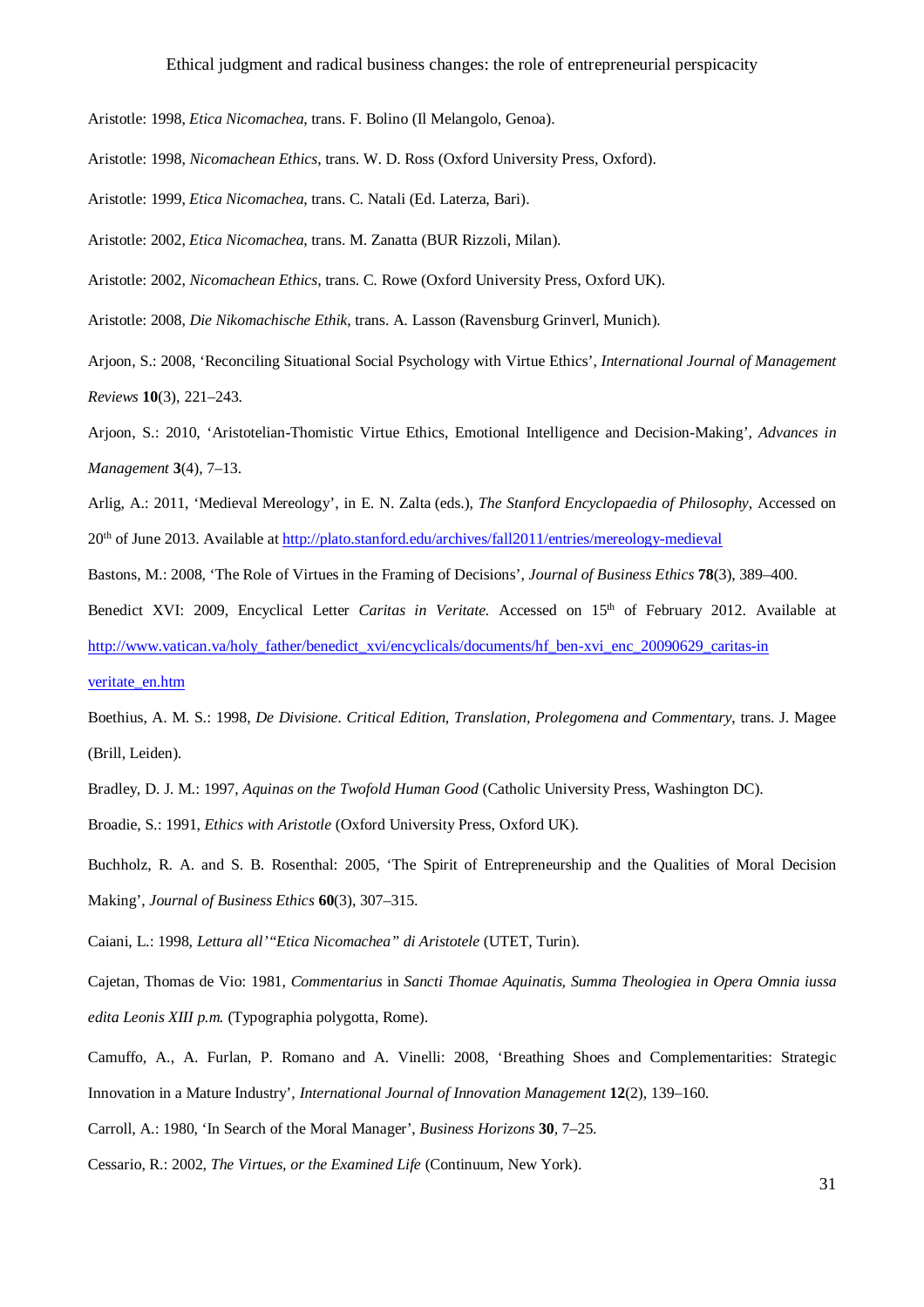Aristotle: 1998, *Etica Nicomachea*, trans. F. Bolino (Il Melangolo, Genoa).

Aristotle: 1998, *Nicomachean Ethics*, trans. W. D. Ross (Oxford University Press, Oxford).

Aristotle: 1999, *Etica Nicomachea*, trans. C. Natali (Ed. Laterza, Bari).

Aristotle: 2002, *Etica Nicomachea*, trans. M. Zanatta (BUR Rizzoli, Milan).

Aristotle: 2002, *Nicomachean Ethics*, trans. C. Rowe (Oxford University Press, Oxford UK).

Aristotle: 2008, *Die Nikomachische Ethik*, trans. A. Lasson (Ravensburg Grinverl, Munich).

Arjoon, S.: 2008, 'Reconciling Situational Social Psychology with Virtue Ethics', *International Journal of Management Reviews* **10**(3), 221–243.

Arjoon, S.: 2010, 'Aristotelian-Thomistic Virtue Ethics, Emotional Intelligence and Decision-Making', *Advances in Management* **3**(4), 7–13.

Arlig, A.: 2011, 'Medieval Mereology', in E. N. Zalta (eds.), *The Stanford Encyclopaedia of Philosophy*, Accessed on 20th of June 2013. Available at http://plato.stanford.edu/archives/fall2011/entries/mereology-medieval

Bastons, M.: 2008, 'The Role of Virtues in the Framing of Decisions', *Journal of Business Ethics* **78**(3), 389–400.

Benedict XVI: 2009, Encyclical Letter *Caritas in Veritate.* Accessed on 15th of February 2012. Available at http://www.vatican.va/holy_father/benedict_xvi/encyclicals/documents/hf_ben-xvi_enc_20090629_caritas-in veritate_en.htm

Boethius, A. M. S.: 1998, *De Divisione. Critical Edition, Translation, Prolegomena and Commentary*, trans. J. Magee (Brill, Leiden).

Bradley, D. J. M.: 1997, *Aquinas on the Twofold Human Good* (Catholic University Press, Washington DC).

Broadie, S.: 1991, *Ethics with Aristotle* (Oxford University Press, Oxford UK).

Buchholz, R. A. and S. B. Rosenthal: 2005, 'The Spirit of Entrepreneurship and the Qualities of Moral Decision Making', *Journal of Business Ethics* **60**(3), 307–315.

Caiani, L.: 1998, *Lettura all'"Etica Nicomachea" di Aristotele* (UTET, Turin).

Cajetan, Thomas de Vio: 1981, *Commentarius* in *Sancti Thomae Aquinatis, Summa Theologiea in Opera Omnia iussa edita Leonis XIII p.m.* (Typographia polygotta, Rome).

Camuffo, A., A. Furlan, P. Romano and A. Vinelli: 2008, 'Breathing Shoes and Complementarities: Strategic Innovation in a Mature Industry', *International Journal of Innovation Management* **12**(2), 139–160.

Carroll, A.: 1980, 'In Search of the Moral Manager', *Business Horizons* **30**, 7–25.

Cessario, R.: 2002, *The Virtues, or the Examined Life* (Continuum, New York).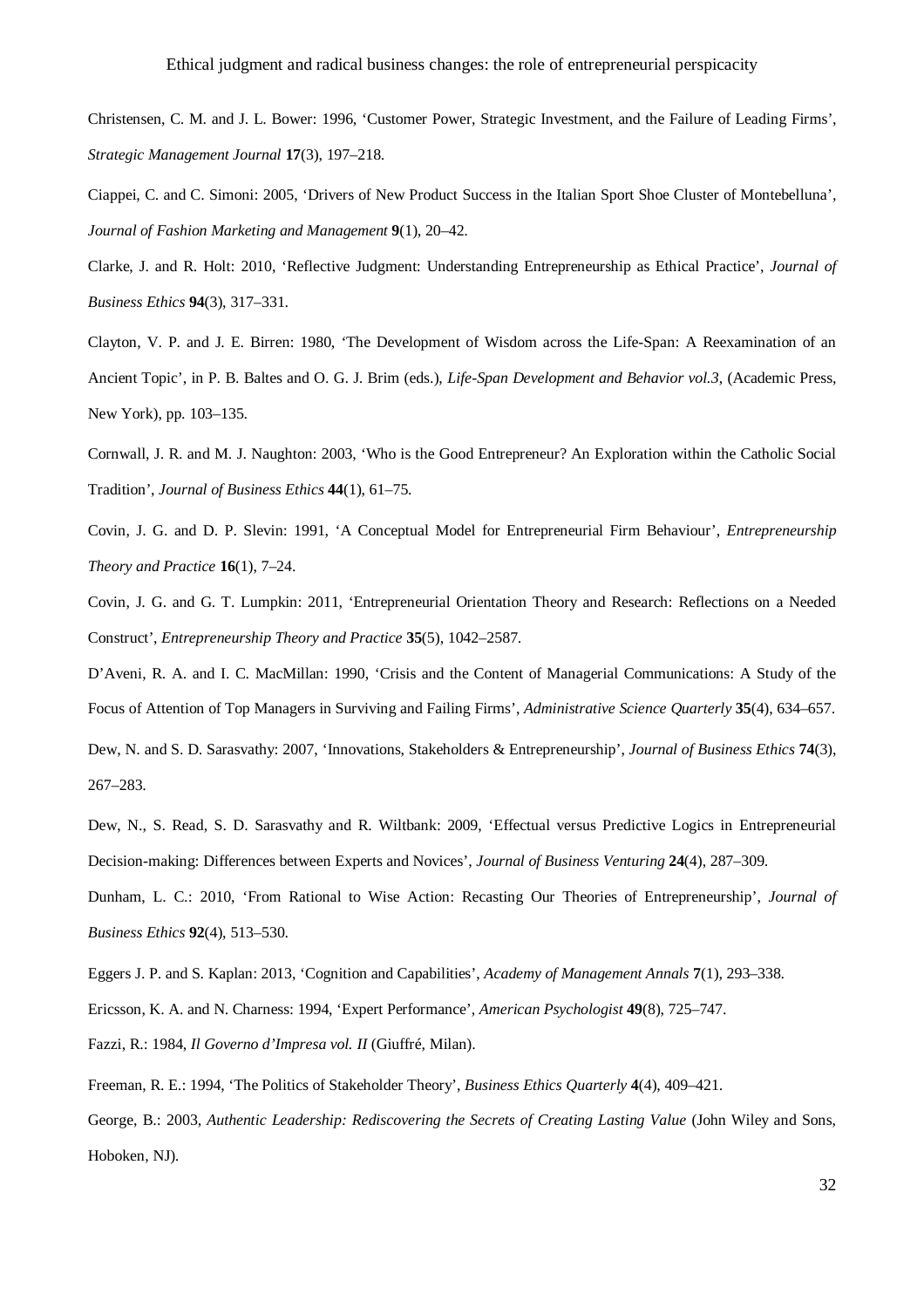Christensen, C. M. and J. L. Bower: 1996, 'Customer Power, Strategic Investment, and the Failure of Leading Firms', *Strategic Management Journal* **17**(3), 197–218.

Ciappei, C. and C. Simoni: 2005, 'Drivers of New Product Success in the Italian Sport Shoe Cluster of Montebelluna', *Journal of Fashion Marketing and Management* **9**(1), 20–42.

Clarke, J. and R. Holt: 2010, 'Reflective Judgment: Understanding Entrepreneurship as Ethical Practice', *Journal of Business Ethics* **94**(3), 317–331.

Clayton, V. P. and J. E. Birren: 1980, 'The Development of Wisdom across the Life-Span: A Reexamination of an Ancient Topic', in P. B. Baltes and O. G. J. Brim (eds.), *Life-Span Development and Behavior vol.3*, (Academic Press, New York), pp. 103–135.

Cornwall, J. R. and M. J. Naughton: 2003, 'Who is the Good Entrepreneur? An Exploration within the Catholic Social Tradition', *Journal of Business Ethics* **44**(1), 61–75.

Covin, J. G. and D. P. Slevin: 1991, 'A Conceptual Model for Entrepreneurial Firm Behaviour', *Entrepreneurship Theory and Practice* **16**(1), 7–24.

Covin, J. G. and G. T. Lumpkin: 2011, 'Entrepreneurial Orientation Theory and Research: Reflections on a Needed Construct', *Entrepreneurship Theory and Practice* **35**(5), 1042–2587.

D'Aveni, R. A. and I. C. MacMillan: 1990, 'Crisis and the Content of Managerial Communications: A Study of the Focus of Attention of Top Managers in Surviving and Failing Firms', *Administrative Science Quarterly* **35**(4), 634–657.

Dew, N. and S. D. Sarasvathy: 2007, 'Innovations, Stakeholders & Entrepreneurship', *Journal of Business Ethics* **74**(3), 267–283.

Dew, N., S. Read, S. D. Sarasvathy and R. Wiltbank: 2009, 'Effectual versus Predictive Logics in Entrepreneurial Decision-making: Differences between Experts and Novices', *Journal of Business Venturing* **24**(4), 287–309.

Dunham, L. C.: 2010, 'From Rational to Wise Action: Recasting Our Theories of Entrepreneurship', *Journal of Business Ethics* **92**(4), 513–530.

Eggers J. P. and S. Kaplan: 2013, 'Cognition and Capabilities', *Academy of Management Annals* **7**(1), 293–338.

Ericsson, K. A. and N. Charness: 1994, 'Expert Performance', *American Psychologist* **49**(8), 725–747.

Fazzi, R.: 1984, *Il Governo d'Impresa vol. II* (Giuffré, Milan).

Freeman, R. E.: 1994, 'The Politics of Stakeholder Theory', *Business Ethics Quarterly* **4**(4), 409–421.

George, B.: 2003, *Authentic Leadership: Rediscovering the Secrets of Creating Lasting Value* (John Wiley and Sons, Hoboken, NJ).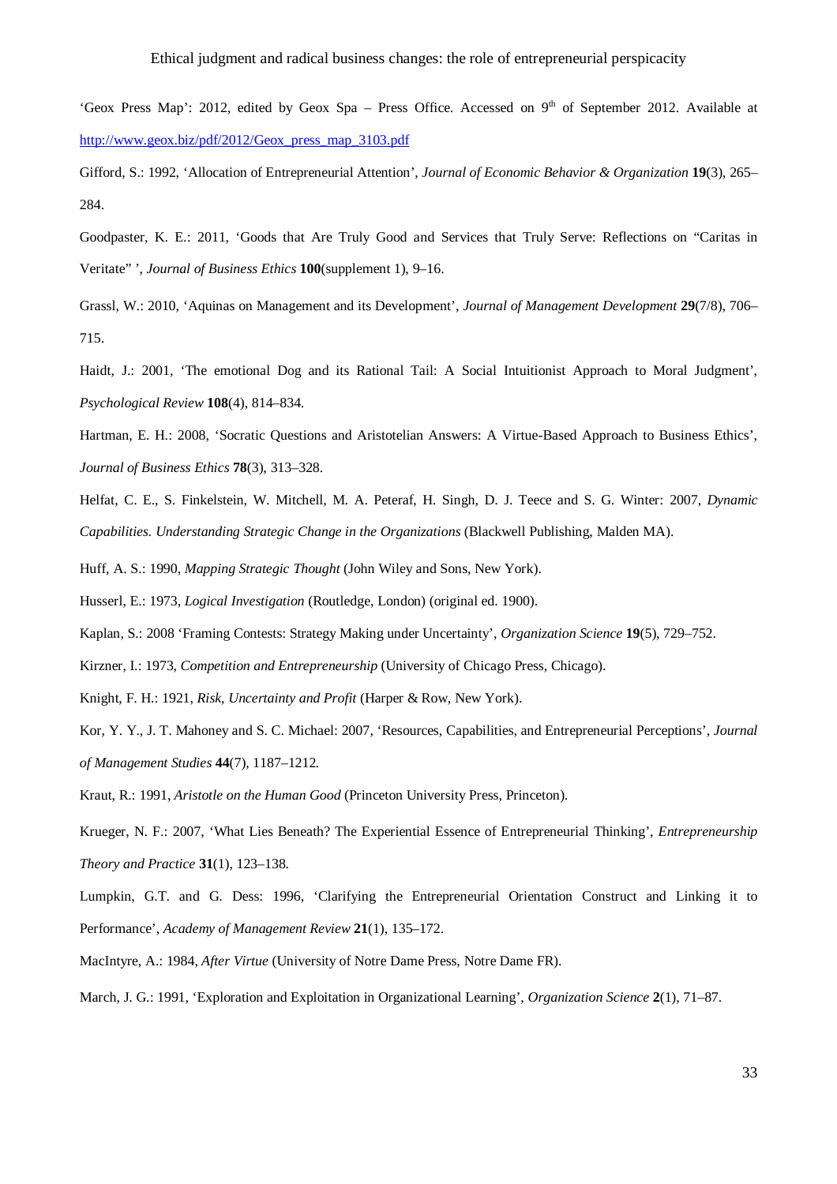'Geox Press Map': 2012, edited by Geox Spa – Press Office. Accessed on 9th of September 2012. Available at [http://www.geox.biz/pdf/2012/Geox_press_map_3103.pdf](http://www.geox.biz/pdf/2012/Geox_press_map_3103.pdf)

Gifford, S.: 1992, 'Allocation of Entrepreneurial Attention', *Journal of Economic Behavior & Organization* **19**(3), 265–284.

Goodpaster, K. E.: 2011, 'Goods that Are Truly Good and Services that Truly Serve: Reflections on "Caritas in Veritate" ', *Journal of Business Ethics* **100**(supplement 1), 9–16.

Grassl, W.: 2010, 'Aquinas on Management and its Development', *Journal of Management Development* **29**(7/8), 706–715.

Haidt, J.: 2001, 'The emotional Dog and its Rational Tail: A Social Intuitionist Approach to Moral Judgment', *Psychological Review* **108**(4), 814–834.

Hartman, E. H.: 2008, 'Socratic Questions and Aristotelian Answers: A Virtue-Based Approach to Business Ethics', *Journal of Business Ethics* **78**(3), 313–328.

Helfat, C. E., S. Finkelstein, W. Mitchell, M. A. Peteraf, H. Singh, D. J. Teece and S. G. Winter: 2007, *Dynamic Capabilities. Understanding Strategic Change in the Organizations* (Blackwell Publishing, Malden MA).

Huff, A. S.: 1990, *Mapping Strategic Thought* (John Wiley and Sons, New York).

Husserl, E.: 1973, *Logical Investigation* (Routledge, London) (original ed. 1900).

Kaplan, S.: 2008 'Framing Contests: Strategy Making under Uncertainty', *Organization Science* **19**(5), 729–752.

Kirzner, I.: 1973, *Competition and Entrepreneurship* (University of Chicago Press, Chicago).

Knight, F. H.: 1921, *Risk, Uncertainty and Profit* (Harper & Row, New York).

Kor, Y. Y., J. T. Mahoney and S. C. Michael: 2007, 'Resources, Capabilities, and Entrepreneurial Perceptions', *Journal of Management Studies* **44**(7), 1187–1212.

Kraut, R.: 1991, *Aristotle on the Human Good* (Princeton University Press, Princeton).

Krueger, N. F.: 2007, 'What Lies Beneath? The Experiential Essence of Entrepreneurial Thinking', *Entrepreneurship Theory and Practice* **31**(1), 123–138.

Lumpkin, G.T. and G. Dess: 1996, 'Clarifying the Entrepreneurial Orientation Construct and Linking it to Performance', *Academy of Management Review* **21**(1), 135–172.

MacIntyre, A.: 1984, *After Virtue* (University of Notre Dame Press, Notre Dame FR).

March, J. G.: 1991, 'Exploration and Exploitation in Organizational Learning', *Organization Science* **2**(1), 71–87.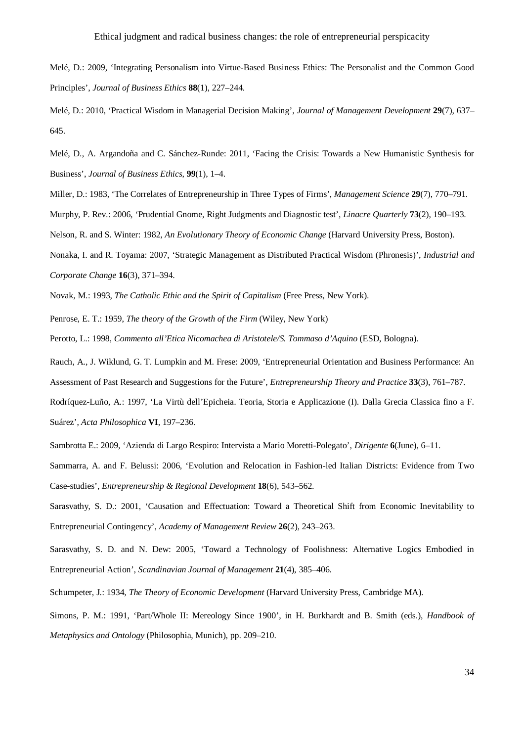Melé, D.: 2009, 'Integrating Personalism into Virtue-Based Business Ethics: The Personalist and the Common Good Principles', *Journal of Business Ethics* **88**(1), 227–244.

Melé, D.: 2010, 'Practical Wisdom in Managerial Decision Making', *Journal of Management Development* **29**(7), 637–645.

Melé, D., A. Argandoña and C. Sánchez-Runde: 2011, 'Facing the Crisis: Towards a New Humanistic Synthesis for Business', *Journal of Business Ethics*, **99**(1), 1–4.

Miller, D.: 1983, 'The Correlates of Entrepreneurship in Three Types of Firms', *Management Science* **29**(7), 770–791.

Murphy, P. Rev.: 2006, 'Prudential Gnome, Right Judgments and Diagnostic test', *Linacre Quarterly* **73**(2), 190–193.

Nelson, R. and S. Winter: 1982, *An Evolutionary Theory of Economic Change* (Harvard University Press, Boston).

Nonaka, I. and R. Toyama: 2007, 'Strategic Management as Distributed Practical Wisdom (Phronesis)', *Industrial and Corporate Change* **16**(3), 371–394.

Novak, M.: 1993, *The Catholic Ethic and the Spirit of Capitalism* (Free Press, New York).

Penrose, E. T.: 1959, *The theory of the Growth of the Firm* (Wiley, New York)

Perotto, L.: 1998, *Commento all'Etica Nicomachea di Aristotele/S. Tommaso d'Aquino* (ESD, Bologna).

Rauch, A., J. Wiklund, G. T. Lumpkin and M. Frese: 2009, 'Entrepreneurial Orientation and Business Performance: An Assessment of Past Research and Suggestions for the Future', *Entrepreneurship Theory and Practice* **33**(3), 761–787.

Rodríquez-Luño, A.: 1997, 'La Virtù dell'Epicheia. Teoria, Storia e Applicazione (I). Dalla Grecia Classica fino a F. Suárez', *Acta Philosophica* **VI**, 197–236.

Sambrotta E.: 2009, 'Azienda di Largo Respiro: Intervista a Mario Moretti-Polegato', *Dirigente* **6**(June), 6–11.

Sammarra, A. and F. Belussi: 2006, 'Evolution and Relocation in Fashion-led Italian Districts: Evidence from Two Case-studies', *Entrepreneurship & Regional Development* **18**(6), 543–562.

Sarasvathy, S. D.: 2001, 'Causation and Effectuation: Toward a Theoretical Shift from Economic Inevitability to Entrepreneurial Contingency', *Academy of Management Review* **26**(2), 243–263.

Sarasvathy, S. D. and N. Dew: 2005, 'Toward a Technology of Foolishness: Alternative Logics Embodied in Entrepreneurial Action', *Scandinavian Journal of Management* **21**(4), 385–406.

Schumpeter, J.: 1934, *The Theory of Economic Development* (Harvard University Press, Cambridge MA).

Simons, P. M.: 1991, 'Part/Whole II: Mereology Since 1900', in H. Burkhardt and B. Smith (eds.), *Handbook of Metaphysics and Ontology* (Philosophia, Munich), pp. 209–210.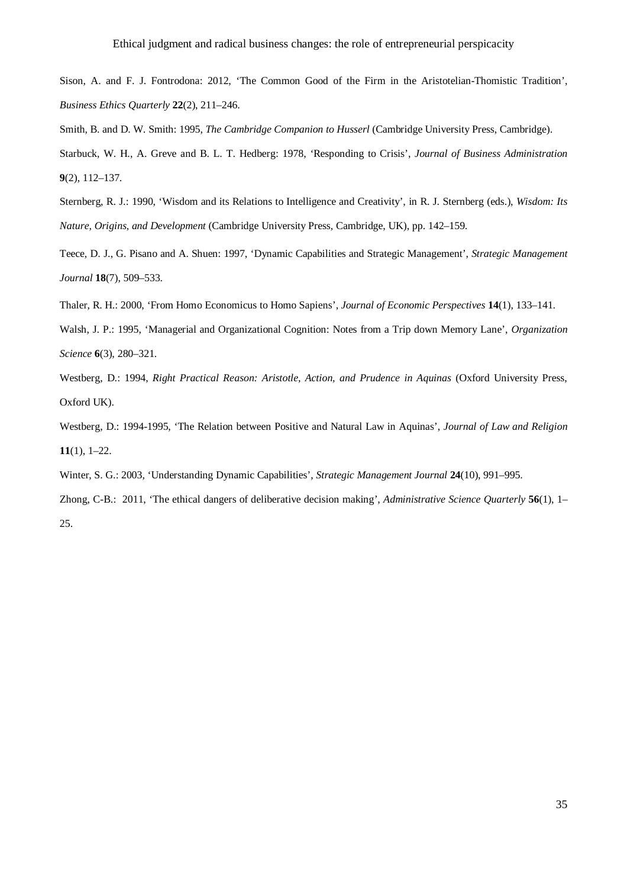Sison, A. and F. J. Fontrodona: 2012, 'The Common Good of the Firm in the Aristotelian-Thomistic Tradition', *Business Ethics Quarterly* **22**(2), 211–246.

Smith, B. and D. W. Smith: 1995, *The Cambridge Companion to Husserl* (Cambridge University Press, Cambridge).

Starbuck, W. H., A. Greve and B. L. T. Hedberg: 1978, 'Responding to Crisis', *Journal of Business Administration* **9**(2), 112–137.

Sternberg, R. J.: 1990, 'Wisdom and its Relations to Intelligence and Creativity', in R. J. Sternberg (eds.), *Wisdom: Its Nature, Origins, and Development* (Cambridge University Press, Cambridge, UK), pp. 142–159.

Teece, D. J., G. Pisano and A. Shuen: 1997, 'Dynamic Capabilities and Strategic Management', *Strategic Management Journal* **18**(7), 509–533.

Thaler, R. H.: 2000, 'From Homo Economicus to Homo Sapiens', *Journal of Economic Perspectives* **14**(1), 133–141.

Walsh, J. P.: 1995, 'Managerial and Organizational Cognition: Notes from a Trip down Memory Lane', *Organization Science* **6**(3), 280–321.

Westberg, D.: 1994, *Right Practical Reason: Aristotle, Action, and Prudence in Aquinas* (Oxford University Press, Oxford UK).

Westberg, D.: 1994-1995, 'The Relation between Positive and Natural Law in Aquinas', *Journal of Law and Religion* **11**(1), 1–22.

Winter, S. G.: 2003, 'Understanding Dynamic Capabilities', *Strategic Management Journal* **24**(10), 991–995.

Zhong, C-B.: 2011, 'The ethical dangers of deliberative decision making', *Administrative Science Quarterly* **56**(1), 1–25.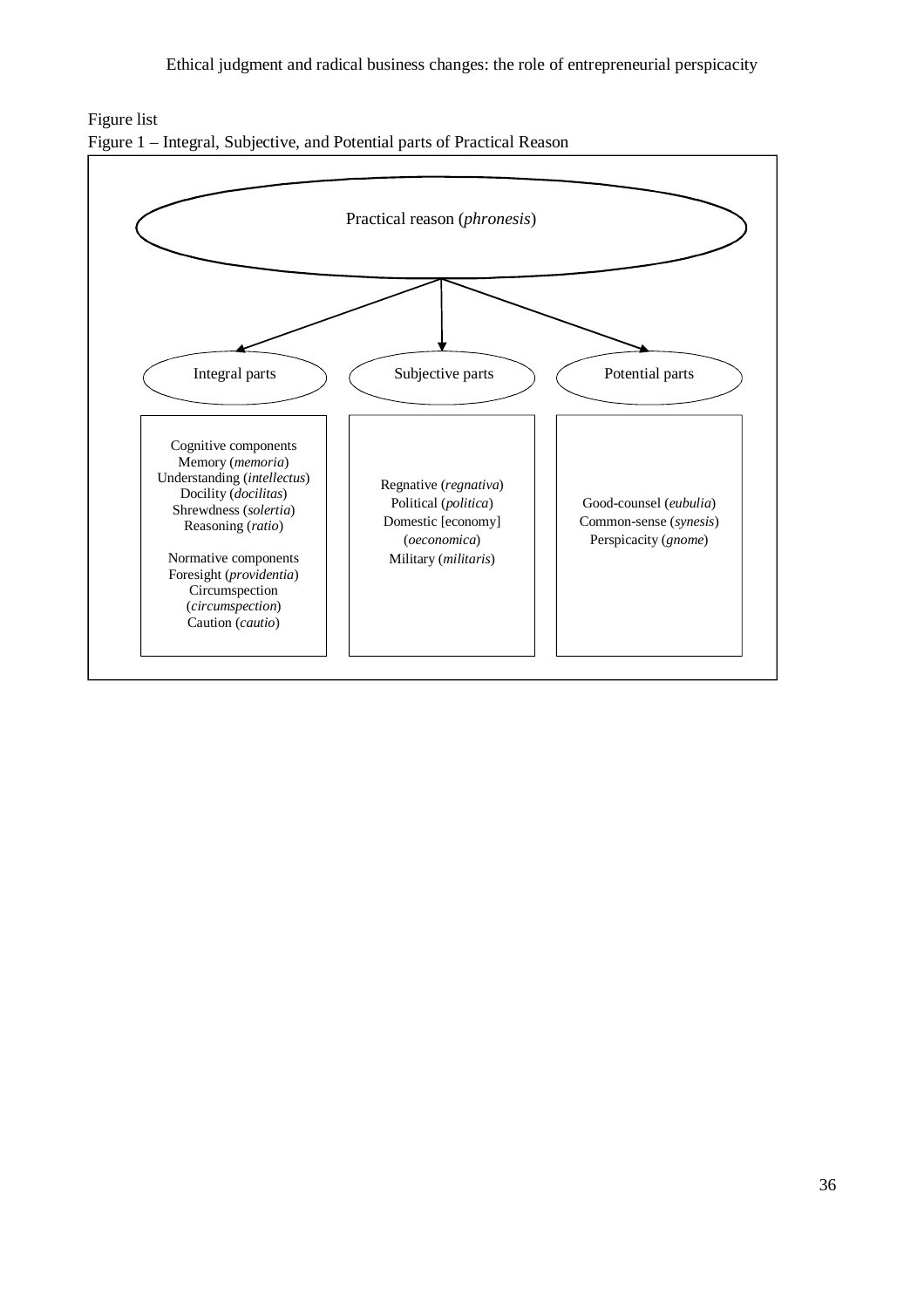Figure list

Figure 1 – Integral, Subjective, and Potential parts of Practical Reason

Practical reason (*phronesis*)

Integral parts

Cognitive components
Memory (*memoria*)
Understanding (*intellectus*)
Docility (*docilitas*)
Shrewdness (*solertia*)
Reasoning (*ratio*)

Normative components
Foresight (*providentia*)
Circumspection (*circumspection*)
Caution (*cautio*)

Subjective parts

Regnative (*regnativa*)
Political (*politica*)
Domestic [economy] (*oeconomica*)
Military (*militaris*)

Potential parts

Good-counsel (*eubulia*)
Common-sense (*synesis*)
Perspicacity (*gnome*)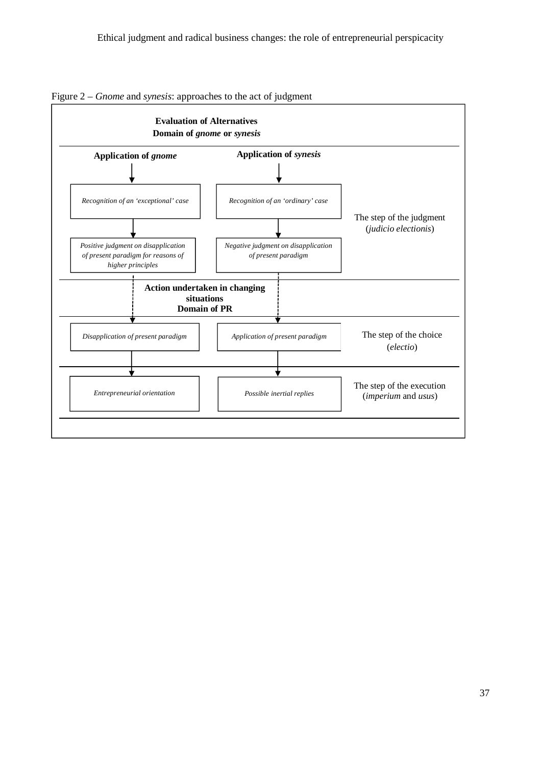Figure 2 – *Gnome* and *synesis*: approaches to the act of judgment

**Evaluation of Alternatives**
**Domain of *gnome* or *synesis***

| **Application of *gnome*** | **Application of *synesis*** | |
|---|---|---|
| *Recognition of an 'exceptional' case* | *Recognition of an 'ordinary' case* | The step of the judgment (*judicio electionis*) |
| *Positive judgment on disapplication of present paradigm for reasons of higher principles* | *Negative judgment on disapplication of present paradigm* | |

**Action undertaken in changing situations**
**Domain of PR**

| | | |
|---|---|---|
| *Disapplication of present paradigm* | *Application of present paradigm* | The step of the choice (*electio*) |
| *Entrepreneurial orientation* | *Possible inertial replies* | The step of the execution (*imperium* and *usus*) |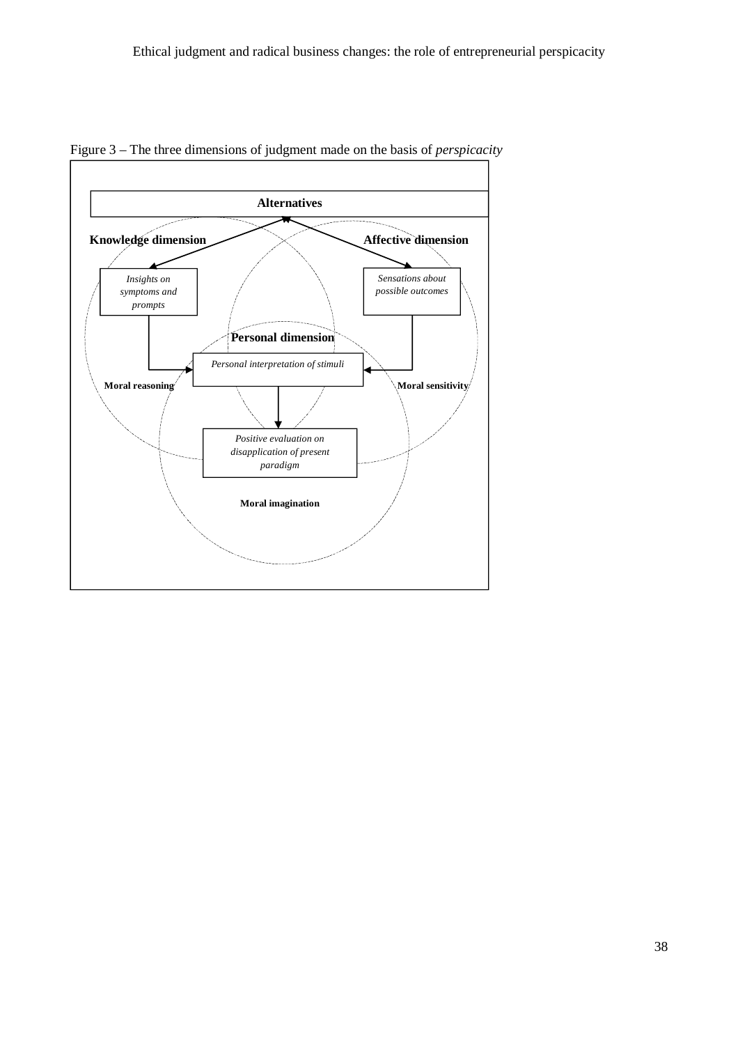Figure 3 – The three dimensions of judgment made on the basis of *perspicacity*

**Alternatives**

**Knowledge dimension**

**Affective dimension**

*Insights on symptoms and prompts*

*Sensations about possible outcomes*

**Personal dimension**

*Personal interpretation of stimuli*

**Moral reasoning**

**Moral sensitivity**

*Positive evaluation on disapplication of present paradigm*

**Moral imagination**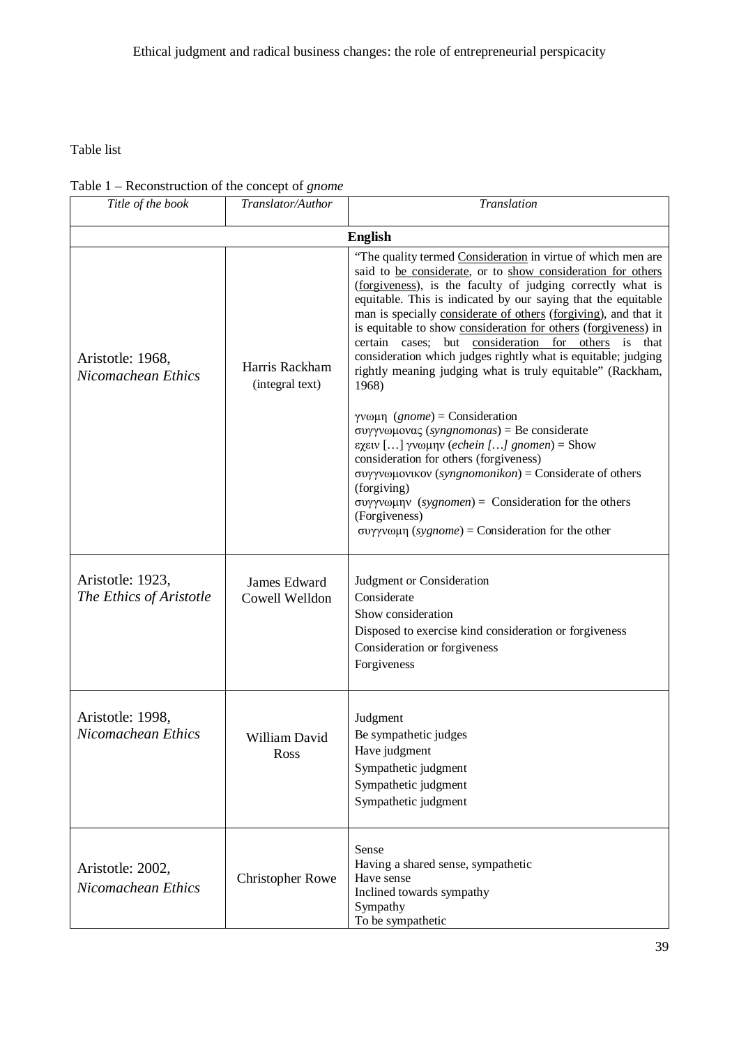Table list

Table 1 – Reconstruction of the concept of *gnome*

| *Title of the book* | *Translator/Author* | *Translation* |
|---|---|---|
| | | **English** |
| Aristotle: 1968, *Nicomachean Ethics* | Harris Rackham (integral text) | "The quality termed Consideration in virtue of which men are said to be considerate, or to show consideration for others (forgiveness), is the faculty of judging correctly what is equitable. This is indicated by our saying that the equitable man is specially considerate of others (forgiving), and that it is equitable to show consideration for others (forgiveness) in certain cases; but consideration for others is that consideration which judges rightly what is equitable; judging rightly meaning judging what is truly equitable" (Rackham, 1968)<br><br>γνωμη (*gnome*) = Consideration<br>συγγνωμονας (*syngnomonas*) = Be considerate<br>εχειν […] γνωμην (*echein […] gnomen*) = Show consideration for others (forgiveness)<br>συγγνωμονικον (*syngnomonikon*) = Considerate of others (forgiving)<br>συγγνωμην (*sygnomen*) = Consideration for the others (Forgiveness)<br>συγγνωμη (*sygnome*) = Consideration for the other |
| Aristotle: 1923, *The Ethics of Aristotle* | James Edward Cowell Welldon | Judgment or Consideration<br>Considerate<br>Show consideration<br>Disposed to exercise kind consideration or forgiveness<br>Consideration or forgiveness<br>Forgiveness |
| Aristotle: 1998, *Nicomachean Ethics* | William David Ross | Judgment<br>Be sympathetic judges<br>Have judgment<br>Sympathetic judgment<br>Sympathetic judgment<br>Sympathetic judgment |
| Aristotle: 2002, *Nicomachean Ethics* | Christopher Rowe | Sense<br>Having a shared sense, sympathetic<br>Have sense<br>Inclined towards sympathy<br>Sympathy<br>To be sympathetic |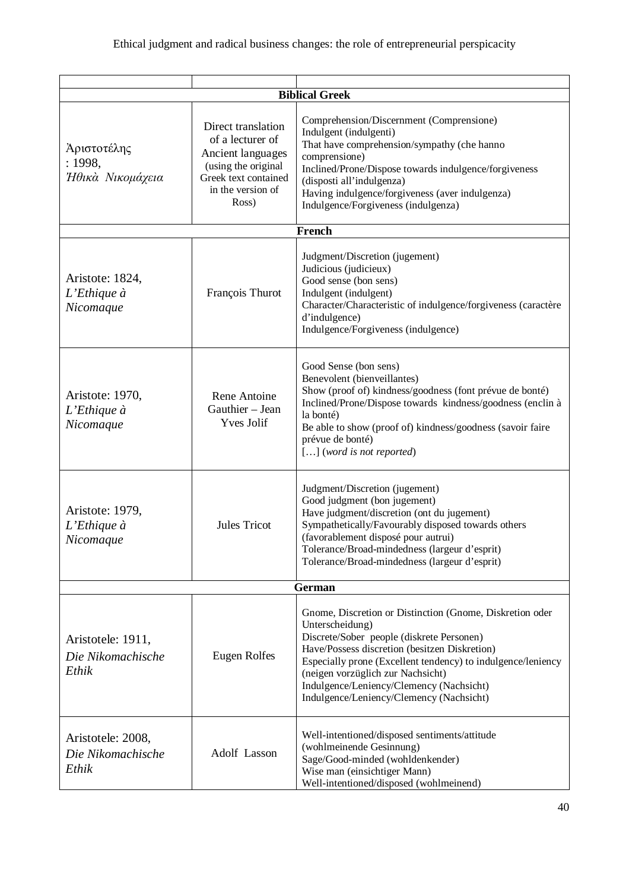| | | |
|---|---|---|
| **Biblical Greek** | | |
| Ἀριστοτέλης : 1998, *Ἠθικὰ Νικομάχεια* | Direct translation of a lecturer of Ancient languages (using the original Greek text contained in the version of Ross) | Comprehension/Discernment (Comprensione)<br>Indulgent (indulgenti)<br>That have comprehension/sympathy (che hanno comprensione)<br>Inclined/Prone/Dispose towards indulgence/forgiveness (disposti all'indulgenza)<br>Having indulgence/forgiveness (aver indulgenza)<br>Indulgence/Forgiveness (indulgenza) |
| **French** | | |
| Aristote: 1824, *L'Ethique à Nicomaque* | François Thurot | Judgment/Discretion (jugement)<br>Judicious (judicieux)<br>Good sense (bon sens)<br>Indulgent (indulgent)<br>Character/Characteristic of indulgence/forgiveness (caractère d'indulgence)<br>Indulgence/Forgiveness (indulgence) |
| Aristote: 1970, *L'Ethique à Nicomaque* | Rene Antoine Gauthier – Jean Yves Jolif | Good Sense (bon sens)<br>Benevolent (bienveillantes)<br>Show (proof of) kindness/goodness (font prévue de bonté)<br>Inclined/Prone/Dispose towards kindness/goodness (enclin à la bonté)<br>Be able to show (proof of) kindness/goodness (savoir faire prévue de bonté)<br>[…] (*word is not reported*) |
| Aristote: 1979, *L'Ethique à Nicomaque* | Jules Tricot | Judgment/Discretion (jugement)<br>Good judgment (bon jugement)<br>Have judgment/discretion (ont du jugement)<br>Sympathetically/Favourably disposed towards others (favorablement disposé pour autrui)<br>Tolerance/Broad-mindedness (largeur d'esprit)<br>Tolerance/Broad-mindedness (largeur d'esprit) |
| **German** | | |
| Aristotele: 1911, *Die Nikomachische Ethik* | Eugen Rolfes | Gnome, Discretion or Distinction (Gnome, Diskretion oder Unterscheidung)<br>Discrete/Sober people (diskrete Personen)<br>Have/Possess discretion (besitzen Diskretion)<br>Especially prone (Excellent tendency) to indulgence/leniency (neigen vorzüglich zur Nachsicht)<br>Indulgence/Leniency/Clemency (Nachsicht)<br>Indulgence/Leniency/Clemency (Nachsicht) |
| Aristotele: 2008, *Die Nikomachische Ethik* | Adolf Lasson | Well-intentioned/disposed sentiments/attitude (wohlmeinende Gesinnung)<br>Sage/Good-minded (wohldenkender)<br>Wise man (einsichtiger Mann)<br>Well-intentioned/disposed (wohlmeinend) |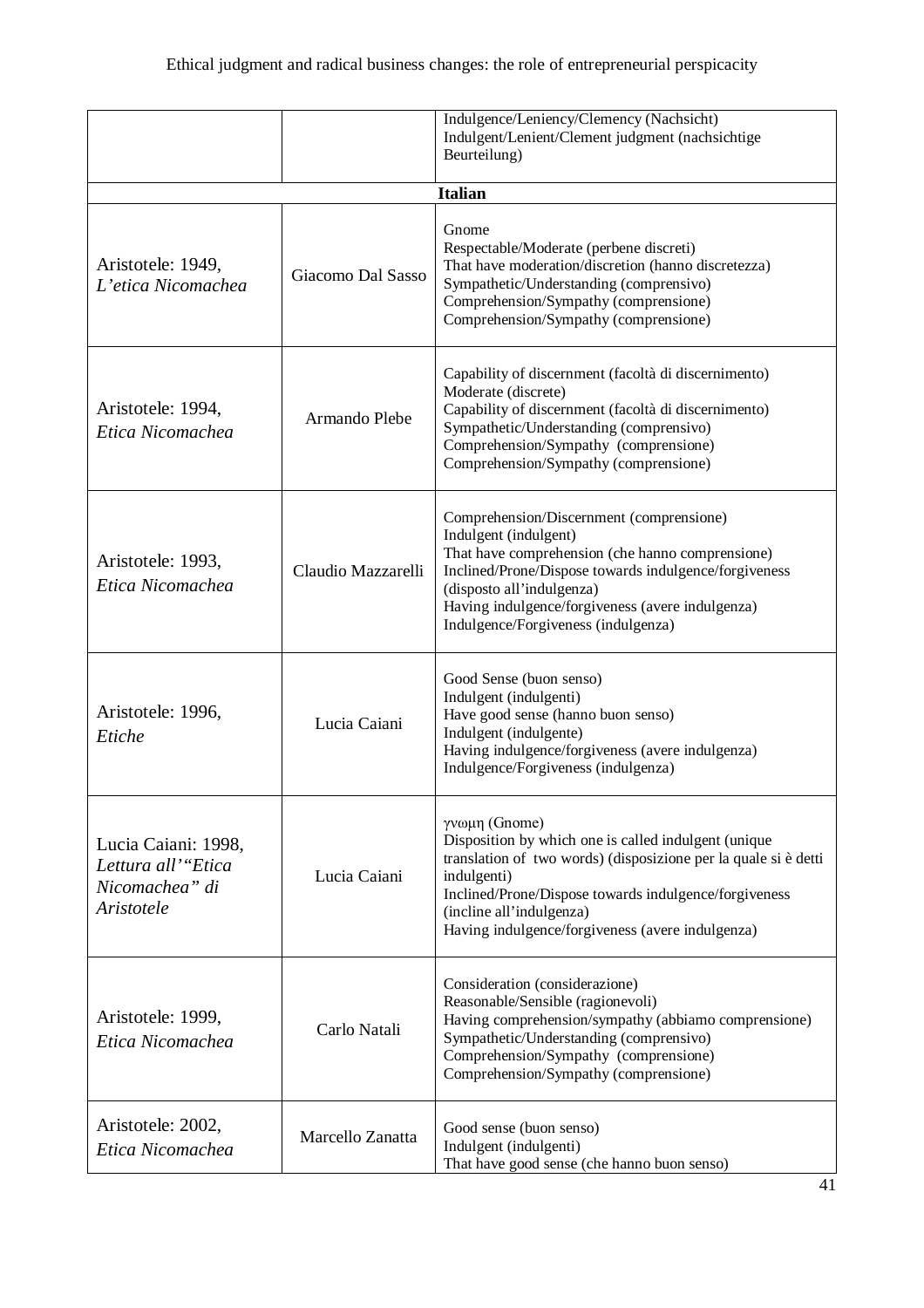| | | |
|---|---|---|
| | | Indulgence/Leniency/Clemency (Nachsicht)<br>Indulgent/Lenient/Clement judgment (nachsichtige Beurteilung) |
| **Italian** | | |
| Aristotele: 1949, *L'etica Nicomachea* | Giacomo Dal Sasso | Gnome<br>Respectable/Moderate (perbene discreti)<br>That have moderation/discretion (hanno discretezza)<br>Sympathetic/Understanding (comprensivo)<br>Comprehension/Sympathy (comprensione)<br>Comprehension/Sympathy (comprensione) |
| Aristotele: 1994, *Etica Nicomachea* | Armando Plebe | Capability of discernment (facoltà di discernimento)<br>Moderate (discrete)<br>Capability of discernment (facoltà di discernimento)<br>Sympathetic/Understanding (comprensivo)<br>Comprehension/Sympathy (comprensione)<br>Comprehension/Sympathy (comprensione) |
| Aristotele: 1993, *Etica Nicomachea* | Claudio Mazzarelli | Comprehension/Discernment (comprensione)<br>Indulgent (indulgent)<br>That have comprehension (che hanno comprensione)<br>Inclined/Prone/Dispose towards indulgence/forgiveness (disposto all'indulgenza)<br>Having indulgence/forgiveness (avere indulgenza)<br>Indulgence/Forgiveness (indulgenza) |
| Aristotele: 1996, *Etiche* | Lucia Caiani | Good Sense (buon senso)<br>Indulgent (indulgenti)<br>Have good sense (hanno buon senso)<br>Indulgent (indulgente)<br>Having indulgence/forgiveness (avere indulgenza)<br>Indulgence/Forgiveness (indulgenza) |
| Lucia Caiani: 1998, *Lettura all'"Etica Nicomachea" di Aristotele* | Lucia Caiani | γνωμη (Gnome)<br>Disposition by which one is called indulgent (unique translation of two words) (disposizione per la quale si è detti indulgenti)<br>Inclined/Prone/Dispose towards indulgence/forgiveness (incline all'indulgenza)<br>Having indulgence/forgiveness (avere indulgenza) |
| Aristotele: 1999, *Etica Nicomachea* | Carlo Natali | Consideration (considerazione)<br>Reasonable/Sensible (ragionevoli)<br>Having comprehension/sympathy (abbiamo comprensione)<br>Sympathetic/Understanding (comprensivo)<br>Comprehension/Sympathy (comprensione)<br>Comprehension/Sympathy (comprensione) |
| Aristotele: 2002, *Etica Nicomachea* | Marcello Zanatta | Good sense (buon senso)<br>Indulgent (indulgenti)<br>That have good sense (che hanno buon senso) |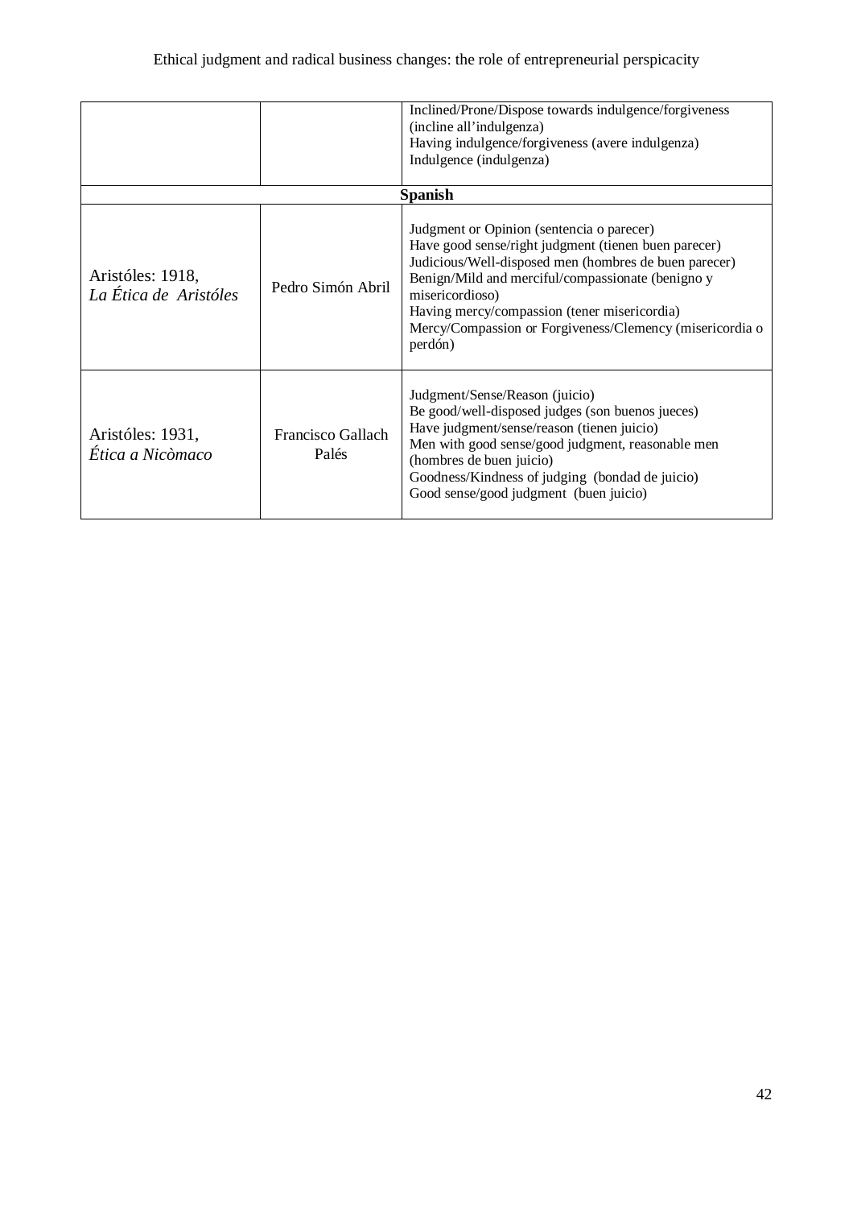| | | |
|---|---|---|
| | | Inclined/Prone/Dispose towards indulgence/forgiveness (incline all'indulgenza)<br>Having indulgence/forgiveness (avere indulgenza)<br>Indulgence (indulgenza) |
| **Spanish** | | |
| Aristóles: 1918, *La Ética de Aristóles* | Pedro Simón Abril | Judgment or Opinion (sentencia o parecer)<br>Have good sense/right judgment (tienen buen parecer)<br>Judicious/Well-disposed men (hombres de buen parecer)<br>Benign/Mild and merciful/compassionate (benigno y misericordioso)<br>Having mercy/compassion (tener misericordia)<br>Mercy/Compassion or Forgiveness/Clemency (misericordia o perdón) |
| Aristóles: 1931, *Ética a Nicòmaco* | Francisco Gallach Palés | Judgment/Sense/Reason (juicio)<br>Be good/well-disposed judges (son buenos jueces)<br>Have judgment/sense/reason (tienen juicio)<br>Men with good sense/good judgment, reasonable men (hombres de buen juicio)<br>Goodness/Kindness of judging (bondad de juicio)<br>Good sense/good judgment (buen juicio) |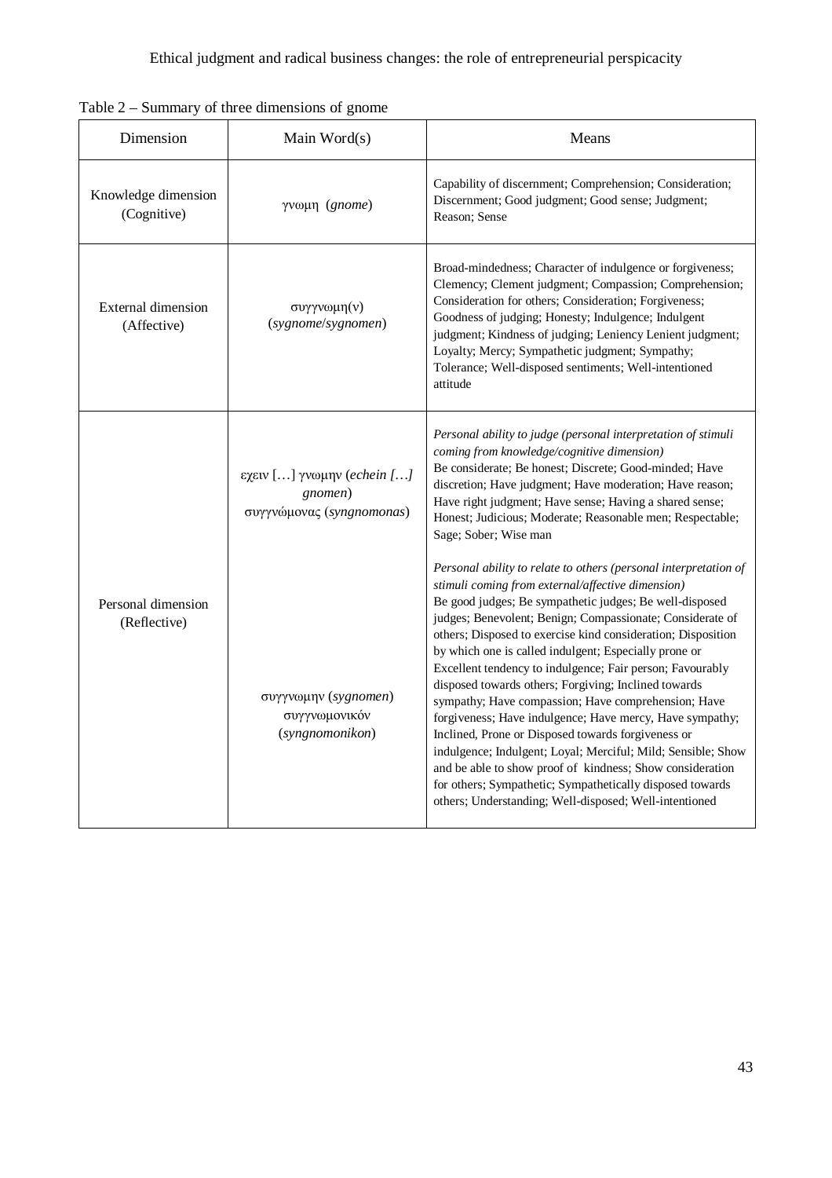Table 2 – Summary of three dimensions of gnome

| Dimension | Main Word(s) | Means |
| --- | --- | --- |
| Knowledge dimension (Cognitive) | γνωμη (*gnome*) | Capability of discernment; Comprehension; Consideration; Discernment; Good judgment; Good sense; Judgment; Reason; Sense |
| External dimension (Affective) | συγγνωμη(ν) (*sygnome*/*sygnomen*) | Broad-mindedness; Character of indulgence or forgiveness; Clemency; Clement judgment; Compassion; Comprehension; Consideration for others; Consideration; Forgiveness; Goodness of judging; Honesty; Indulgence; Indulgent judgment; Kindness of judging; Leniency Lenient judgment; Loyalty; Mercy; Sympathetic judgment; Sympathy; Tolerance; Well-disposed sentiments; Well-intentioned attitude |
| Personal dimension (Reflective) | εχειν […] γνωμην (*echein […] gnomen*) συγγνώμονας (*syngnomonas*) | *Personal ability to judge (personal interpretation of stimuli coming from knowledge/cognitive dimension)* Be considerate; Be honest; Discrete; Good-minded; Have discretion; Have judgment; Have moderation; Have reason; Have right judgment; Have sense; Having a shared sense; Honest; Judicious; Moderate; Reasonable men; Respectable; Sage; Sober; Wise man |
| | συγγνωμην (*sygnomen*) συγγνωμονικόν (*syngnomonikon*) | *Personal ability to relate to others (personal interpretation of stimuli coming from external/affective dimension)* Be good judges; Be sympathetic judges; Be well-disposed judges; Benevolent; Benign; Compassionate; Considerate of others; Disposed to exercise kind consideration; Disposition by which one is called indulgent; Especially prone or Excellent tendency to indulgence; Fair person; Favourably disposed towards others; Forgiving; Inclined towards sympathy; Have compassion; Have comprehension; Have forgiveness; Have indulgence; Have mercy, Have sympathy; Inclined, Prone or Disposed towards forgiveness or indulgence; Indulgent; Loyal; Merciful; Mild; Sensible; Show and be able to show proof of kindness; Show consideration for others; Sympathetic; Sympathetically disposed towards others; Understanding; Well-disposed; Well-intentioned |